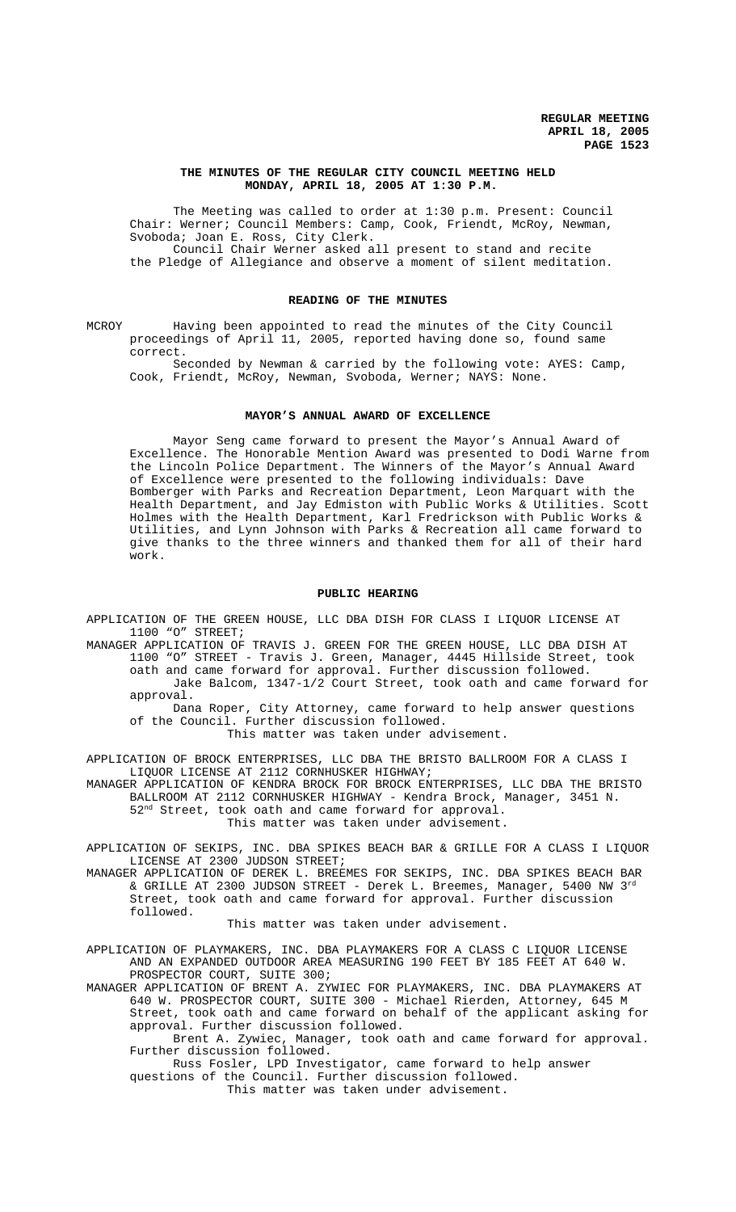# THE MINUTES OF THE REGULAR CITY COUNCIL MEETING HELD MONDAY, APRIL 18, 2005 AT 1:30 P.M.

The Meeting was called to order at 1:30 p.m. Present: Council Chair: Werner; Council Members: Camp, Cook, Friendt, McRoy, Newman, Svoboda; Joan E. Ross, City Clerk.

Council Chair Werner asked all present to stand and recite the Pledge of Allegiance and observe a moment of silent meditation.

## READING OF THE MINUTES

MCROY Having been appointed to read the minutes of the City Council proceedings of April 11, 2005, reported having done so, found same correct.

Seconded by Newman & carried by the following vote: AYES: Camp, Cook, Friendt, McRoy, Newman, Svoboda, Werner; NAYS: None.

## MAYOR'S ANNUAL AWARD OF EXCELLENCE

Mayor Seng came forward to present the Mayor's Annual Award of Excellence. The Honorable Mention Award was presented to Dodi Warne from the Lincoln Police Department. The Winners of the Mayor's Annual Award of Excellence were presented to the following individuals: Dave Bomberger with Parks and Recreation Department, Leon Marquart with the Health Department, and Jay Edmiston with Public Works & Utilities. Scott Holmes with the Health Department, Karl Fredrickson with Public Works & Utilities, and Lynn Johnson with Parks & Recreation all came forward to give thanks to the three winners and thanked them for all of their hard work.

## PUBLIC HEARING

APPLICATION OF THE GREEN HOUSE, LLC DBA DISH FOR CLASS I LIQUOR LICENSE AT 1100 "O" STREET;

MANAGER APPLICATION OF TRAVIS J. GREEN FOR THE GREEN HOUSE, LLC DBA DISH AT 1100 "O" STREET - Travis J. Green, Manager, 4445 Hillside Street, took oath and came forward for approval. Further discussion followed.

Jake Balcom, 1347-1/2 Court Street, took oath and came forward for approval.

Dana Roper, City Attorney, came forward to help answer questions of the Council. Further discussion followed.

This matter was taken under advisement.

APPLICATION OF BROCK ENTERPRISES, LLC DBA THE BRISTO BALLROOM FOR A CLASS I LIQUOR LICENSE AT 2112 CORNHUSKER HIGHWAY;

MANAGER APPLICATION OF KENDRA BROCK FOR BROCK ENTERPRISES, LLC DBA THE BRISTO BALLROOM AT 2112 CORNHUSKER HIGHWAY - Kendra Brock, Manager, 3451 N. 52nd Street, took oath and came forward for approval.

This matter was taken under advisement.

APPLICATION OF SEKIPS, INC. DBA SPIKES BEACH BAR & GRILLE FOR A CLASS I LIQUOR LICENSE AT 2300 JUDSON STREET;

MANAGER APPLICATION OF DEREK L. BREEMES FOR SEKIPS, INC. DBA SPIKES BEACH BAR & GRILLE AT 2300 JUDSON STREET - Derek L. Breemes, Manager, 5400 NW 3rd Street, took oath and came forward for approval. Further discussion followed.

This matter was taken under advisement.

APPLICATION OF PLAYMAKERS, INC. DBA PLAYMAKERS FOR A CLASS C LIQUOR LICENSE AND AN EXPANDED OUTDOOR AREA MEASURING 190 FEET BY 185 FEET AT 640 W. PROSPECTOR COURT, SUITE 300;

MANAGER APPLICATION OF BRENT A. ZYWIEC FOR PLAYMAKERS, INC. DBA PLAYMAKERS AT 640 W. PROSPECTOR COURT, SUITE 300 - Michael Rierden, Attorney, 645 M Street, took oath and came forward on behalf of the applicant asking for approval. Further discussion followed.

Brent A. Zywiec, Manager, took oath and came forward for approval. Further discussion followed.

Russ Fosler, LPD Investigator, came forward to help answer questions of the Council. Further discussion followed.

This matter was taken under advisement.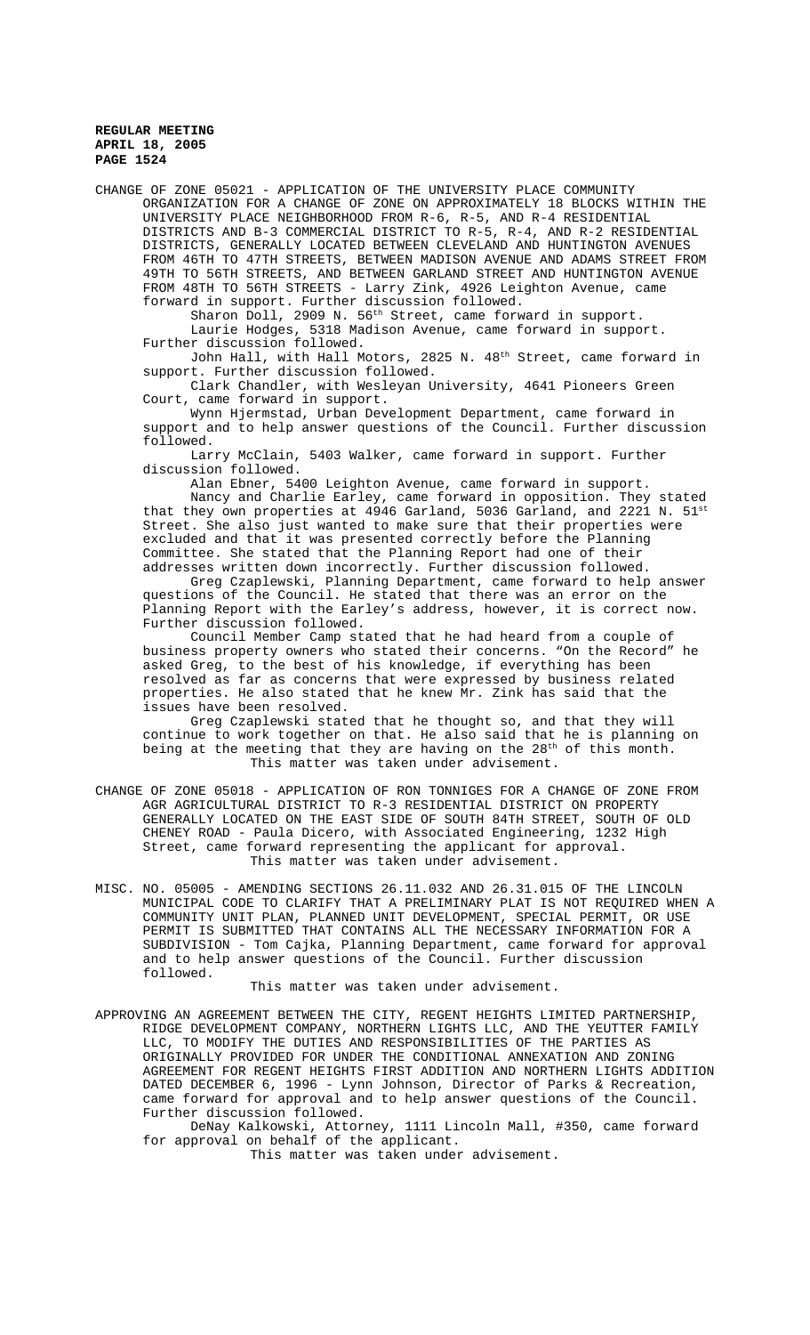CHANGE OF ZONE 05021 - APPLICATION OF THE UNIVERSITY PLACE COMMUNITY ORGANIZATION FOR A CHANGE OF ZONE ON APPROXIMATELY 18 BLOCKS WITHIN THE UNIVERSITY PLACE NEIGHBORHOOD FROM R-6, R-5, AND R-4 RESIDENTIAL DISTRICTS AND B-3 COMMERCIAL DISTRICT TO R-5, R-4, AND R-2 RESIDENTIAL DISTRICTS, GENERALLY LOCATED BETWEEN CLEVELAND AND HUNTINGTON AVENUES FROM 46TH TO 47TH STREETS, BETWEEN MADISON AVENUE AND ADAMS STREET FROM 49TH TO 56TH STREETS, AND BETWEEN GARLAND STREET AND HUNTINGTON AVENUE FROM 48TH TO 56TH STREETS - Larry Zink, 4926 Leighton Avenue, came forward in support. Further discussion followed.

Sharon Doll, 2909 N. 56th Street, came forward in support.

Laurie Hodges, 5318 Madison Avenue, came forward in support. Further discussion followed.

John Hall, with Hall Motors, 2825 N. 48th Street, came forward in support. Further discussion followed.

Clark Chandler, with Wesleyan University, 4641 Pioneers Green Court, came forward in support.

Wynn Hjermstad, Urban Development Department, came forward in support and to help answer questions of the Council. Further discussion followed.

Larry McClain, 5403 Walker, came forward in support. Further discussion followed.

Alan Ebner, 5400 Leighton Avenue, came forward in support.

Nancy and Charlie Earley, came forward in opposition. They stated that they own properties at 4946 Garland, 5036 Garland, and 2221 N. 51st Street. She also just wanted to make sure that their properties were excluded and that it was presented correctly before the Planning Committee. She stated that the Planning Report had one of their addresses written down incorrectly. Further discussion followed.

Greg Czaplewski, Planning Department, came forward to help answer questions of the Council. He stated that there was an error on the Planning Report with the Earley's address, however, it is correct now. Further discussion followed.

Council Member Camp stated that he had heard from a couple of business property owners who stated their concerns. "On the Record" he asked Greg, to the best of his knowledge, if everything has been resolved as far as concerns that were expressed by business related properties. He also stated that he knew Mr. Zink has said that the issues have been resolved.

Greg Czaplewski stated that he thought so, and that they will continue to work together on that. He also said that he is planning on being at the meeting that they are having on the 28th of this month.

This matter was taken under advisement.

CHANGE OF ZONE 05018 - APPLICATION OF RON TONNIGES FOR A CHANGE OF ZONE FROM AGR AGRICULTURAL DISTRICT TO R-3 RESIDENTIAL DISTRICT ON PROPERTY GENERALLY LOCATED ON THE EAST SIDE OF SOUTH 84TH STREET, SOUTH OF OLD CHENEY ROAD - Paula Dicero, with Associated Engineering, 1232 High Street, came forward representing the applicant for approval.

This matter was taken under advisement.

MISC. NO. 05005 - AMENDING SECTIONS 26.11.032 AND 26.31.015 OF THE LINCOLN MUNICIPAL CODE TO CLARIFY THAT A PRELIMINARY PLAT IS NOT REQUIRED WHEN A COMMUNITY UNIT PLAN, PLANNED UNIT DEVELOPMENT, SPECIAL PERMIT, OR USE PERMIT IS SUBMITTED THAT CONTAINS ALL THE NECESSARY INFORMATION FOR A SUBDIVISION - Tom Cajka, Planning Department, came forward for approval and to help answer questions of the Council. Further discussion followed.

This matter was taken under advisement.

APPROVING AN AGREEMENT BETWEEN THE CITY, REGENT HEIGHTS LIMITED PARTNERSHIP, RIDGE DEVELOPMENT COMPANY, NORTHERN LIGHTS LLC, AND THE YEUTTER FAMILY LLC, TO MODIFY THE DUTIES AND RESPONSIBILITIES OF THE PARTIES AS ORIGINALLY PROVIDED FOR UNDER THE CONDITIONAL ANNEXATION AND ZONING AGREEMENT FOR REGENT HEIGHTS FIRST ADDITION AND NORTHERN LIGHTS ADDITION DATED DECEMBER 6, 1996 - Lynn Johnson, Director of Parks & Recreation, came forward for approval and to help answer questions of the Council. Further discussion followed.

DeNay Kalkowski, Attorney, 1111 Lincoln Mall, #350, came forward for approval on behalf of the applicant.

This matter was taken under advisement.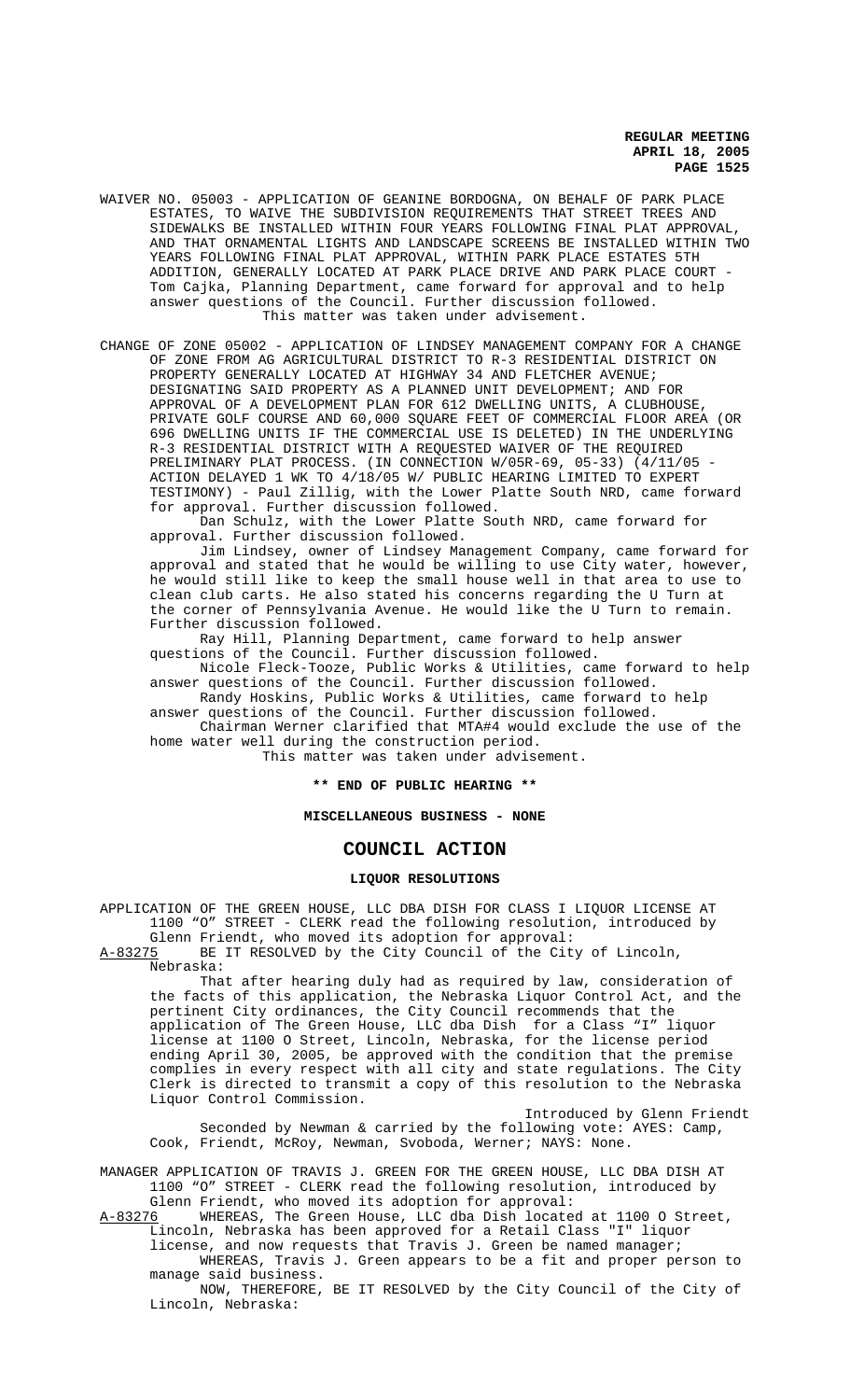WAIVER NO. 05003 - APPLICATION OF GEANINE BORDOGNA, ON BEHALF OF PARK PLACE ESTATES, TO WAIVE THE SUBDIVISION REQUIREMENTS THAT STREET TREES AND SIDEWALKS BE INSTALLED WITHIN FOUR YEARS FOLLOWING FINAL PLAT APPROVAL, AND THAT ORNAMENTAL LIGHTS AND LANDSCAPE SCREENS BE INSTALLED WITHIN TWO YEARS FOLLOWING FINAL PLAT APPROVAL, WITHIN PARK PLACE ESTATES 5TH ADDITION, GENERALLY LOCATED AT PARK PLACE DRIVE AND PARK PLACE COURT - Tom Cajka, Planning Department, came forward for approval and to help answer questions of the Council. Further discussion followed.

This matter was taken under advisement.

CHANGE OF ZONE 05002 - APPLICATION OF LINDSEY MANAGEMENT COMPANY FOR A CHANGE OF ZONE FROM AG AGRICULTURAL DISTRICT TO R-3 RESIDENTIAL DISTRICT ON PROPERTY GENERALLY LOCATED AT HIGHWAY 34 AND FLETCHER AVENUE; DESIGNATING SAID PROPERTY AS A PLANNED UNIT DEVELOPMENT; AND FOR APPROVAL OF A DEVELOPMENT PLAN FOR 612 DWELLING UNITS, A CLUBHOUSE, PRIVATE GOLF COURSE AND 60,000 SQUARE FEET OF COMMERCIAL FLOOR AREA (OR 696 DWELLING UNITS IF THE COMMERCIAL USE IS DELETED) IN THE UNDERLYING R-3 RESIDENTIAL DISTRICT WITH A REQUESTED WAIVER OF THE REQUIRED PRELIMINARY PLAT PROCESS. (IN CONNECTION W/05R-69, 05-33) (4/11/05 - ACTION DELAYED 1 WK TO 4/18/05 W/ PUBLIC HEARING LIMITED TO EXPERT TESTIMONY) - Paul Zillig, with the Lower Platte South NRD, came forward for approval. Further discussion followed.

Dan Schulz, with the Lower Platte South NRD, came forward for approval. Further discussion followed.

Jim Lindsey, owner of Lindsey Management Company, came forward for approval and stated that he would be willing to use City water, however, he would still like to keep the small house well in that area to use to clean club carts. He also stated his concerns regarding the U Turn at the corner of Pennsylvania Avenue. He would like the U Turn to remain. Further discussion followed.

Ray Hill, Planning Department, came forward to help answer questions of the Council. Further discussion followed.

Nicole Fleck-Tooze, Public Works & Utilities, came forward to help answer questions of the Council. Further discussion followed.

Randy Hoskins, Public Works & Utilities, came forward to help answer questions of the Council. Further discussion followed.

Chairman Werner clarified that MTA#4 would exclude the use of the home water well during the construction period.

This matter was taken under advisement.

**\*\* END OF PUBLIC HEARING \*\***

**MISCELLANEOUS BUSINESS - NONE**

## COUNCIL ACTION

### LIQUOR RESOLUTIONS

APPLICATION OF THE GREEN HOUSE, LLC DBA DISH FOR CLASS I LIQUOR LICENSE AT 1100 "O" STREET - CLERK read the following resolution, introduced by Glenn Friendt, who moved its adoption for approval:

A-83275 BE IT RESOLVED by the City Council of the City of Lincoln, Nebraska:

That after hearing duly had as required by law, consideration of the facts of this application, the Nebraska Liquor Control Act, and the pertinent City ordinances, the City Council recommends that the application of The Green House, LLC dba Dish for a Class "I" liquor license at 1100 O Street, Lincoln, Nebraska, for the license period ending April 30, 2005, be approved with the condition that the premise complies in every respect with all city and state regulations. The City Clerk is directed to transmit a copy of this resolution to the Nebraska Liquor Control Commission.

Introduced by Glenn Friendt

Seconded by Newman & carried by the following vote: AYES: Camp, Cook, Friendt, McRoy, Newman, Svoboda, Werner; NAYS: None.

MANAGER APPLICATION OF TRAVIS J. GREEN FOR THE GREEN HOUSE, LLC DBA DISH AT 1100 "O" STREET - CLERK read the following resolution, introduced by Glenn Friendt, who moved its adoption for approval:

A-83276 WHEREAS, The Green House, LLC dba Dish located at 1100 O Street, Lincoln, Nebraska has been approved for a Retail Class "I" liquor license, and now requests that Travis J. Green be named manager;

WHEREAS, Travis J. Green appears to be a fit and proper person to manage said business.

NOW, THEREFORE, BE IT RESOLVED by the City Council of the City of Lincoln, Nebraska: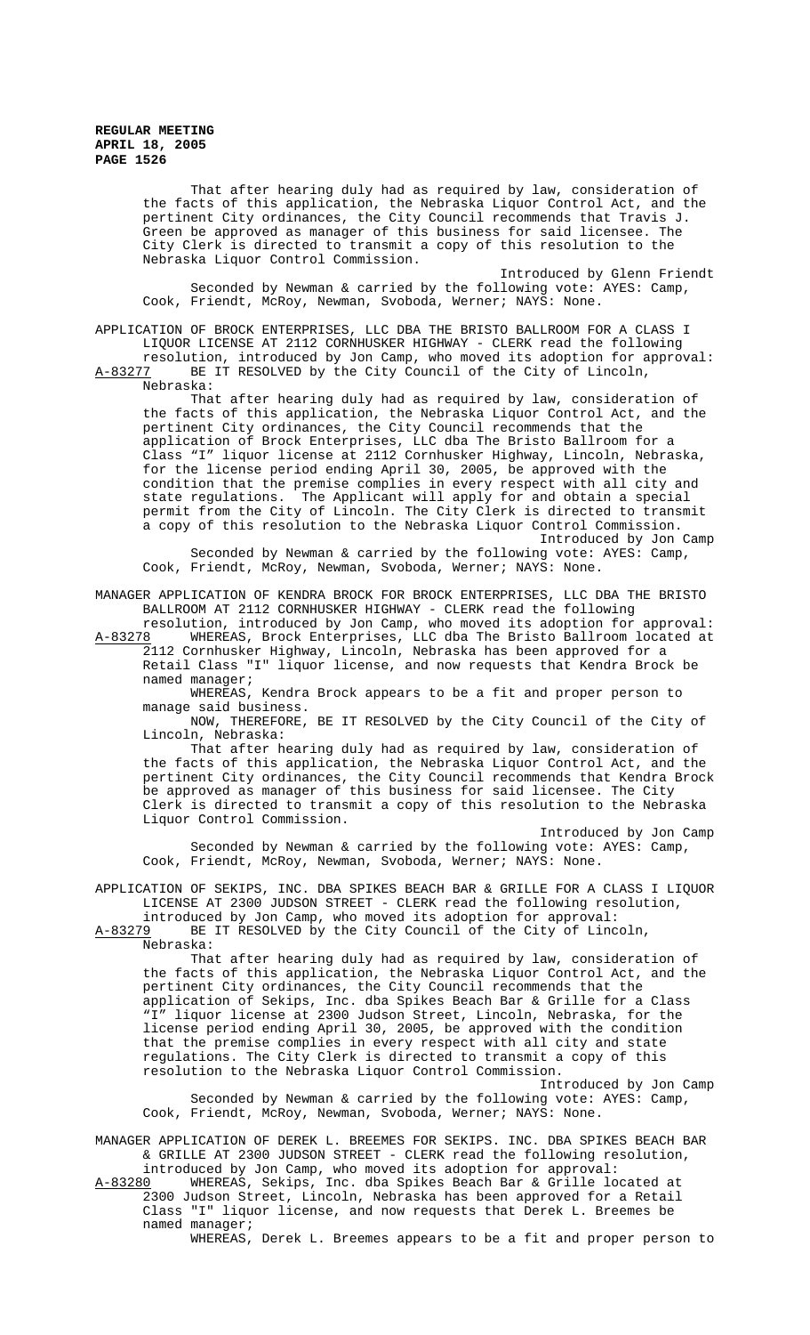That after hearing duly had as required by law, consideration of the facts of this application, the Nebraska Liquor Control Act, and the pertinent City ordinances, the City Council recommends that Travis J. Green be approved as manager of this business for said licensee. The City Clerk is directed to transmit a copy of this resolution to the Nebraska Liquor Control Commission.

Introduced by Glenn Friendt

Seconded by Newman & carried by the following vote: AYES: Camp, Cook, Friendt, McRoy, Newman, Svoboda, Werner; NAYS: None.

APPLICATION OF BROCK ENTERPRISES, LLC DBA THE BRISTO BALLROOM FOR A CLASS I LIQUOR LICENSE AT 2112 CORNHUSKER HIGHWAY - CLERK read the following resolution, introduced by Jon Camp, who moved its adoption for approval:

A-83277 BE IT RESOLVED by the City Council of the City of Lincoln, Nebraska:

That after hearing duly had as required by law, consideration of the facts of this application, the Nebraska Liquor Control Act, and the pertinent City ordinances, the City Council recommends that the application of Brock Enterprises, LLC dba The Bristo Ballroom for a Class "I" liquor license at 2112 Cornhusker Highway, Lincoln, Nebraska, for the license period ending April 30, 2005, be approved with the condition that the premise complies in every respect with all city and state regulations. The Applicant will apply for and obtain a special permit from the City of Lincoln. The City Clerk is directed to transmit a copy of this resolution to the Nebraska Liquor Control Commission.

Introduced by Jon Camp

Seconded by Newman & carried by the following vote: AYES: Camp, Cook, Friendt, McRoy, Newman, Svoboda, Werner; NAYS: None.

MANAGER APPLICATION OF KENDRA BROCK FOR BROCK ENTERPRISES, LLC DBA THE BRISTO BALLROOM AT 2112 CORNHUSKER HIGHWAY - CLERK read the following resolution, introduced by Jon Camp, who moved its adoption for approval:

A-83278 WHEREAS, Brock Enterprises, LLC dba The Bristo Ballroom located at 2112 Cornhusker Highway, Lincoln, Nebraska has been approved for a Retail Class "I" liquor license, and now requests that Kendra Brock be named manager;

WHEREAS, Kendra Brock appears to be a fit and proper person to manage said business.

NOW, THEREFORE, BE IT RESOLVED by the City Council of the City of Lincoln, Nebraska:

That after hearing duly had as required by law, consideration of the facts of this application, the Nebraska Liquor Control Act, and the pertinent City ordinances, the City Council recommends that Kendra Brock be approved as manager of this business for said licensee. The City Clerk is directed to transmit a copy of this resolution to the Nebraska Liquor Control Commission.

Introduced by Jon Camp

Seconded by Newman & carried by the following vote: AYES: Camp, Cook, Friendt, McRoy, Newman, Svoboda, Werner; NAYS: None.

APPLICATION OF SEKIPS, INC. DBA SPIKES BEACH BAR & GRILLE FOR A CLASS I LIQUOR LICENSE AT 2300 JUDSON STREET - CLERK read the following resolution, introduced by Jon Camp, who moved its adoption for approval:

A-83279 BE IT RESOLVED by the City Council of the City of Lincoln, Nebraska:

That after hearing duly had as required by law, consideration of the facts of this application, the Nebraska Liquor Control Act, and the pertinent City ordinances, the City Council recommends that the application of Sekips, Inc. dba Spikes Beach Bar & Grille for a Class "I" liquor license at 2300 Judson Street, Lincoln, Nebraska, for the license period ending April 30, 2005, be approved with the condition that the premise complies in every respect with all city and state regulations. The City Clerk is directed to transmit a copy of this resolution to the Nebraska Liquor Control Commission.

Introduced by Jon Camp

Seconded by Newman & carried by the following vote: AYES: Camp, Cook, Friendt, McRoy, Newman, Svoboda, Werner; NAYS: None.

MANAGER APPLICATION OF DEREK L. BREEMES FOR SEKIPS. INC. DBA SPIKES BEACH BAR & GRILLE AT 2300 JUDSON STREET - CLERK read the following resolution, introduced by Jon Camp, who moved its adoption for approval:

A-83280 WHEREAS, Sekips, Inc. dba Spikes Beach Bar & Grille located at 2300 Judson Street, Lincoln, Nebraska has been approved for a Retail Class "I" liquor license, and now requests that Derek L. Breemes be named manager;

WHEREAS, Derek L. Breemes appears to be a fit and proper person to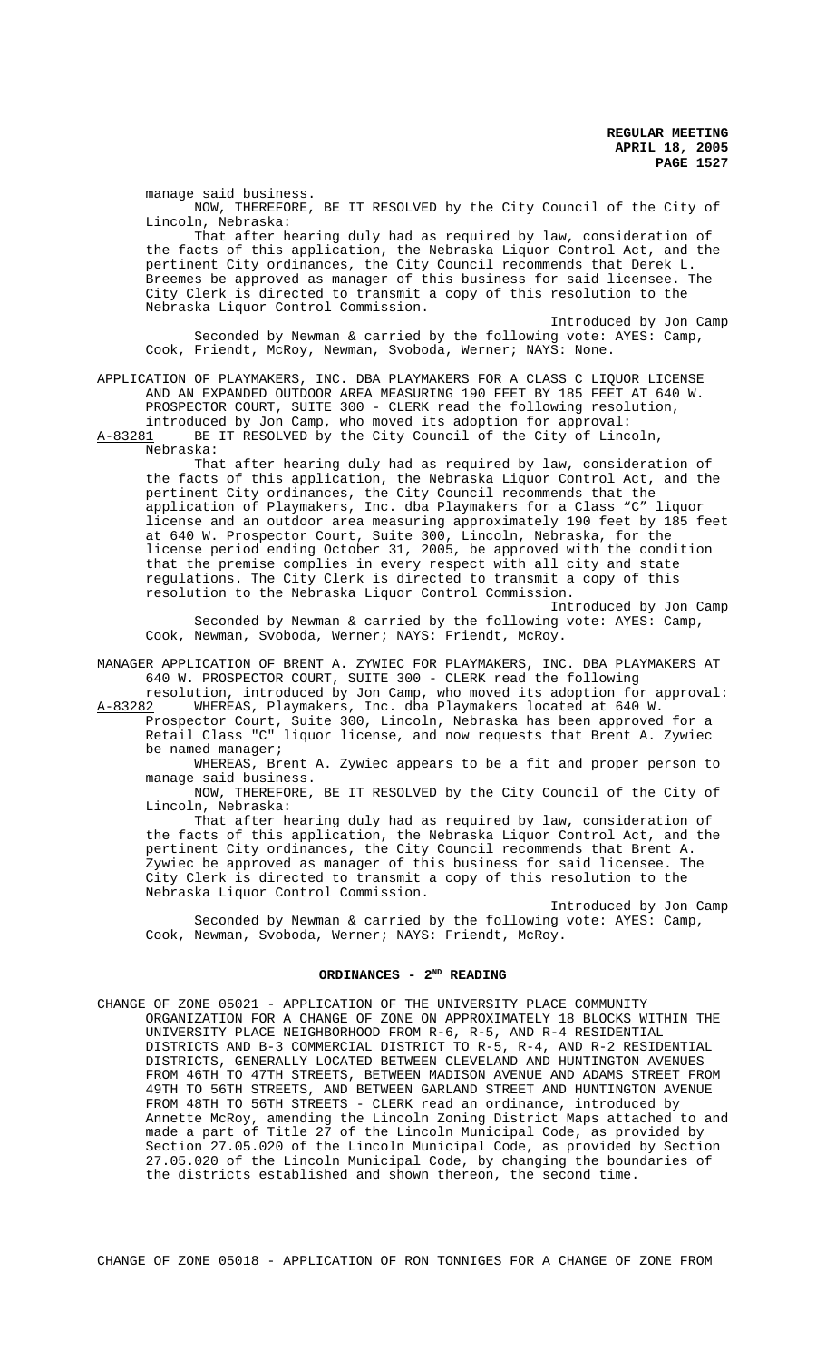manage said business.

NOW, THEREFORE, BE IT RESOLVED by the City Council of the City of Lincoln, Nebraska:

That after hearing duly had as required by law, consideration of the facts of this application, the Nebraska Liquor Control Act, and the pertinent City ordinances, the City Council recommends that Derek L. Breemes be approved as manager of this business for said licensee. The City Clerk is directed to transmit a copy of this resolution to the Nebraska Liquor Control Commission.

Introduced by Jon Camp

Seconded by Newman & carried by the following vote: AYES: Camp, Cook, Friendt, McRoy, Newman, Svoboda, Werner; NAYS: None.

APPLICATION OF PLAYMAKERS, INC. DBA PLAYMAKERS FOR A CLASS C LIQUOR LICENSE AND AN EXPANDED OUTDOOR AREA MEASURING 190 FEET BY 185 FEET AT 640 W. PROSPECTOR COURT, SUITE 300 - CLERK read the following resolution, introduced by Jon Camp, who moved its adoption for approval:

A-83281 BE IT RESOLVED by the City Council of the City of Lincoln, Nebraska:

That after hearing duly had as required by law, consideration of the facts of this application, the Nebraska Liquor Control Act, and the pertinent City ordinances, the City Council recommends that the application of Playmakers, Inc. dba Playmakers for a Class "C" liquor license and an outdoor area measuring approximately 190 feet by 185 feet at 640 W. Prospector Court, Suite 300, Lincoln, Nebraska, for the license period ending October 31, 2005, be approved with the condition that the premise complies in every respect with all city and state regulations. The City Clerk is directed to transmit a copy of this resolution to the Nebraska Liquor Control Commission.

Introduced by Jon Camp

Seconded by Newman & carried by the following vote: AYES: Camp, Cook, Newman, Svoboda, Werner; NAYS: Friendt, McRoy.

MANAGER APPLICATION OF BRENT A. ZYWIEC FOR PLAYMAKERS, INC. DBA PLAYMAKERS AT 640 W. PROSPECTOR COURT, SUITE 300 - CLERK read the following resolution, introduced by Jon Camp, who moved its adoption for approval:

A-83282 WHEREAS, Playmakers, Inc. dba Playmakers located at 640 W. Prospector Court, Suite 300, Lincoln, Nebraska has been approved for a Retail Class "C" liquor license, and now requests that Brent A. Zywiec be named manager;

WHEREAS, Brent A. Zywiec appears to be a fit and proper person to manage said business.

NOW, THEREFORE, BE IT RESOLVED by the City Council of the City of Lincoln, Nebraska:

That after hearing duly had as required by law, consideration of the facts of this application, the Nebraska Liquor Control Act, and the pertinent City ordinances, the City Council recommends that Brent A. Zywiec be approved as manager of this business for said licensee. The City Clerk is directed to transmit a copy of this resolution to the Nebraska Liquor Control Commission.

Introduced by Jon Camp

Seconded by Newman & carried by the following vote: AYES: Camp, Cook, Newman, Svoboda, Werner; NAYS: Friendt, McRoy.

## ORDINANCES - 2ND READING

CHANGE OF ZONE 05021 - APPLICATION OF THE UNIVERSITY PLACE COMMUNITY ORGANIZATION FOR A CHANGE OF ZONE ON APPROXIMATELY 18 BLOCKS WITHIN THE UNIVERSITY PLACE NEIGHBORHOOD FROM R-6, R-5, AND R-4 RESIDENTIAL DISTRICTS AND B-3 COMMERCIAL DISTRICT TO R-5, R-4, AND R-2 RESIDENTIAL DISTRICTS, GENERALLY LOCATED BETWEEN CLEVELAND AND HUNTINGTON AVENUES FROM 46TH TO 47TH STREETS, BETWEEN MADISON AVENUE AND ADAMS STREET FROM 49TH TO 56TH STREETS, AND BETWEEN GARLAND STREET AND HUNTINGTON AVENUE FROM 48TH TO 56TH STREETS - CLERK read an ordinance, introduced by Annette McRoy, amending the Lincoln Zoning District Maps attached to and made a part of Title 27 of the Lincoln Municipal Code, as provided by Section 27.05.020 of the Lincoln Municipal Code, as provided by Section 27.05.020 of the Lincoln Municipal Code, by changing the boundaries of the districts established and shown thereon, the second time.

CHANGE OF ZONE 05018 - APPLICATION OF RON TONNIGES FOR A CHANGE OF ZONE FROM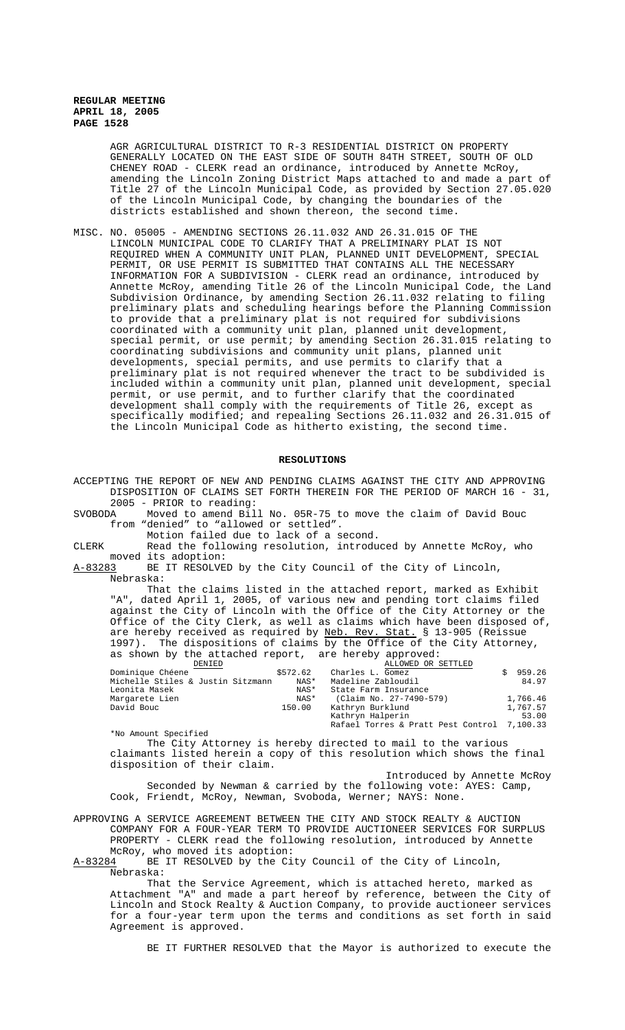AGR AGRICULTURAL DISTRICT TO R-3 RESIDENTIAL DISTRICT ON PROPERTY GENERALLY LOCATED ON THE EAST SIDE OF SOUTH 84TH STREET, SOUTH OF OLD CHENEY ROAD - CLERK read an ordinance, introduced by Annette McRoy, amending the Lincoln Zoning District Maps attached to and made a part of Title 27 of the Lincoln Municipal Code, as provided by Section 27.05.020 of the Lincoln Municipal Code, by changing the boundaries of the districts established and shown thereon, the second time.

MISC. NO. 05005 - AMENDING SECTIONS 26.11.032 AND 26.31.015 OF THE LINCOLN MUNICIPAL CODE TO CLARIFY THAT A PRELIMINARY PLAT IS NOT REQUIRED WHEN A COMMUNITY UNIT PLAN, PLANNED UNIT DEVELOPMENT, SPECIAL PERMIT, OR USE PERMIT IS SUBMITTED THAT CONTAINS ALL THE NECESSARY INFORMATION FOR A SUBDIVISION - CLERK read an ordinance, introduced by Annette McRoy, amending Title 26 of the Lincoln Municipal Code, the Land Subdivision Ordinance, by amending Section 26.11.032 relating to filing preliminary plats and scheduling hearings before the Planning Commission to provide that a preliminary plat is not required for subdivisions coordinated with a community unit plan, planned unit development, special permit, or use permit; by amending Section 26.31.015 relating to coordinating subdivisions and community unit plans, planned unit developments, special permits, and use permits to clarify that a preliminary plat is not required whenever the tract to be subdivided is included within a community unit plan, planned unit development, special permit, or use permit, and to further clarify that the coordinated development shall comply with the requirements of Title 26, except as specifically modified; and repealing Sections 26.11.032 and 26.31.015 of the Lincoln Municipal Code as hitherto existing, the second time.

## RESOLUTIONS

ACCEPTING THE REPORT OF NEW AND PENDING CLAIMS AGAINST THE CITY AND APPROVING DISPOSITION OF CLAIMS SET FORTH THEREIN FOR THE PERIOD OF MARCH 16 - 31, 2005 - PRIOR to reading:

SVOBODA Moved to amend Bill No. 05R-75 to move the claim of David Bouc from "denied" to "allowed or settled".

Motion failed due to lack of a second.

CLERK Read the following resolution, introduced by Annette McRoy, who moved its adoption:

A-83283 BE IT RESOLVED by the City Council of the City of Lincoln, Nebraska:

That the claims listed in the attached report, marked as Exhibit "A", dated April 1, 2005, of various new and pending tort claims filed against the City of Lincoln with the Office of the City Attorney or the Office of the City Clerk, as well as claims which have been disposed of, are hereby received as required by Neb. Rev. Stat. § 13-905 (Reissue 1997). The dispositions of claims by the Office of the City Attorney, as shown by the attached report, are hereby approved:

| DENIED | | ALLOWED OR SETTLED | |
|---|---|---|---|
| Dominique Chéene | $572.62 | Charles L. Gomez | $ 959.26 |
| Michelle Stiles & Justin Sitzmann | NAS* | Madeline Zabloudil | 84.97 |
| Leonita Masek | NAS* | State Farm Insurance | |
| Margarete Lien | NAS* | (Claim No. 27-7490-579) | 1,766.46 |
| David Bouc | 150.00 | Kathryn Burklund | 1,767.57 |
| | | Kathryn Halperin | 53.00 |
| | | Rafael Torres & Pratt Pest Control | 7,100.33 |

*No Amount Specified

The City Attorney is hereby directed to mail to the various claimants listed herein a copy of this resolution which shows the final disposition of their claim.

Introduced by Annette McRoy

Seconded by Newman & carried by the following vote: AYES: Camp, Cook, Friendt, McRoy, Newman, Svoboda, Werner; NAYS: None.

APPROVING A SERVICE AGREEMENT BETWEEN THE CITY AND STOCK REALTY & AUCTION COMPANY FOR A FOUR-YEAR TERM TO PROVIDE AUCTIONEER SERVICES FOR SURPLUS PROPERTY - CLERK read the following resolution, introduced by Annette McRoy, who moved its adoption:

A-83284 BE IT RESOLVED by the City Council of the City of Lincoln, Nebraska:

That the Service Agreement, which is attached hereto, marked as Attachment "A" and made a part hereof by reference, between the City of Lincoln and Stock Realty & Auction Company, to provide auctioneer services for a four-year term upon the terms and conditions as set forth in said Agreement is approved.

BE IT FURTHER RESOLVED that the Mayor is authorized to execute the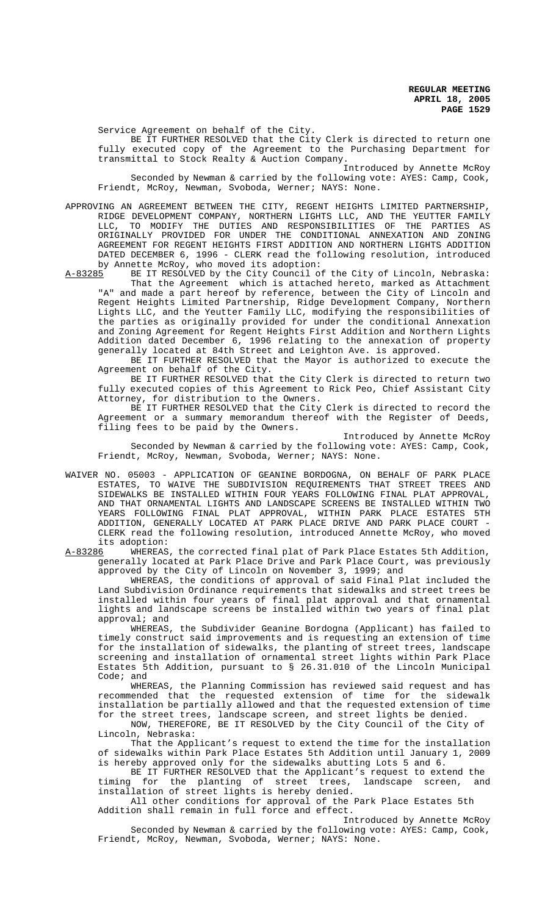Service Agreement on behalf of the City.

BE IT FURTHER RESOLVED that the City Clerk is directed to return one fully executed copy of the Agreement to the Purchasing Department for transmittal to Stock Realty & Auction Company.

Introduced by Annette McRoy

Seconded by Newman & carried by the following vote: AYES: Camp, Cook, Friendt, McRoy, Newman, Svoboda, Werner; NAYS: None.

APPROVING AN AGREEMENT BETWEEN THE CITY, REGENT HEIGHTS LIMITED PARTNERSHIP, RIDGE DEVELOPMENT COMPANY, NORTHERN LIGHTS LLC, AND THE YEUTTER FAMILY LLC, TO MODIFY THE DUTIES AND RESPONSIBILITIES OF THE PARTIES AS ORIGINALLY PROVIDED FOR UNDER THE CONDITIONAL ANNEXATION AND ZONING AGREEMENT FOR REGENT HEIGHTS FIRST ADDITION AND NORTHERN LIGHTS ADDITION DATED DECEMBER 6, 1996 - CLERK read the following resolution, introduced by Annette McRoy, who moved its adoption:

A-83285 BE IT RESOLVED by the City Council of the City of Lincoln, Nebraska:

That the Agreement which is attached hereto, marked as Attachment "A" and made a part hereof by reference, between the City of Lincoln and Regent Heights Limited Partnership, Ridge Development Company, Northern Lights LLC, and the Yeutter Family LLC, modifying the responsibilities of the parties as originally provided for under the conditional Annexation and Zoning Agreement for Regent Heights First Addition and Northern Lights Addition dated December 6, 1996 relating to the annexation of property generally located at 84th Street and Leighton Ave. is approved.

BE IT FURTHER RESOLVED that the Mayor is authorized to execute the Agreement on behalf of the City.

BE IT FURTHER RESOLVED that the City Clerk is directed to return two fully executed copies of this Agreement to Rick Peo, Chief Assistant City Attorney, for distribution to the Owners.

BE IT FURTHER RESOLVED that the City Clerk is directed to record the Agreement or a summary memorandum thereof with the Register of Deeds, filing fees to be paid by the Owners.

Introduced by Annette McRoy

Seconded by Newman & carried by the following vote: AYES: Camp, Cook, Friendt, McRoy, Newman, Svoboda, Werner; NAYS: None.

WAIVER NO. 05003 - APPLICATION OF GEANINE BORDOGNA, ON BEHALF OF PARK PLACE ESTATES, TO WAIVE THE SUBDIVISION REQUIREMENTS THAT STREET TREES AND SIDEWALKS BE INSTALLED WITHIN FOUR YEARS FOLLOWING FINAL PLAT APPROVAL, AND THAT ORNAMENTAL LIGHTS AND LANDSCAPE SCREENS BE INSTALLED WITHIN TWO YEARS FOLLOWING FINAL PLAT APPROVAL, WITHIN PARK PLACE ESTATES 5TH ADDITION, GENERALLY LOCATED AT PARK PLACE DRIVE AND PARK PLACE COURT - CLERK read the following resolution, introduced Annette McRoy, who moved its adoption:

A-83286 WHEREAS, the corrected final plat of Park Place Estates 5th Addition, generally located at Park Place Drive and Park Place Court, was previously approved by the City of Lincoln on November 3, 1999; and

WHEREAS, the conditions of approval of said Final Plat included the Land Subdivision Ordinance requirements that sidewalks and street trees be installed within four years of final plat approval and that ornamental lights and landscape screens be installed within two years of final plat approval; and

WHEREAS, the Subdivider Geanine Bordogna (Applicant) has failed to timely construct said improvements and is requesting an extension of time for the installation of sidewalks, the planting of street trees, landscape screening and installation of ornamental street lights within Park Place Estates 5th Addition, pursuant to § 26.31.010 of the Lincoln Municipal Code; and

WHEREAS, the Planning Commission has reviewed said request and has recommended that the requested extension of time for the sidewalk installation be partially allowed and that the requested extension of time for the street trees, landscape screen, and street lights be denied.

NOW, THEREFORE, BE IT RESOLVED by the City Council of the City of Lincoln, Nebraska:

That the Applicant's request to extend the time for the installation of sidewalks within Park Place Estates 5th Addition until January 1, 2009 is hereby approved only for the sidewalks abutting Lots 5 and 6.

BE IT FURTHER RESOLVED that the Applicant's request to extend the timing for the planting of street trees, landscape screen, and installation of street lights is hereby denied.

All other conditions for approval of the Park Place Estates 5th Addition shall remain in full force and effect.

Introduced by Annette McRoy

Seconded by Newman & carried by the following vote: AYES: Camp, Cook, Friendt, McRoy, Newman, Svoboda, Werner; NAYS: None.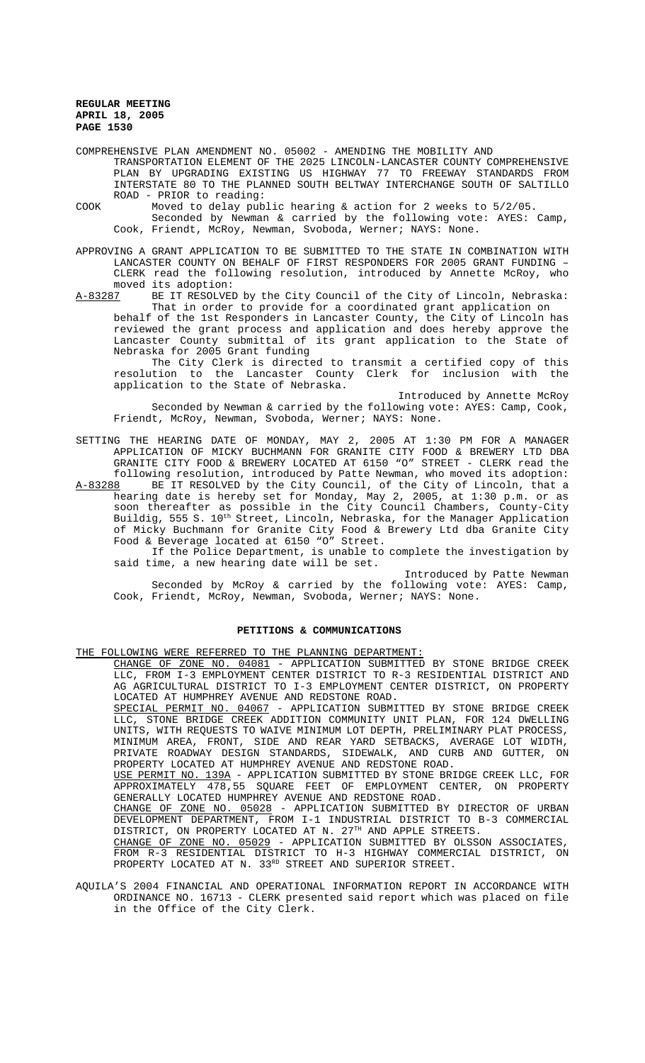COMPREHENSIVE PLAN AMENDMENT NO. 05002 - AMENDING THE MOBILITY AND TRANSPORTATION ELEMENT OF THE 2025 LINCOLN-LANCASTER COUNTY COMPREHENSIVE PLAN BY UPGRADING EXISTING US HIGHWAY 77 TO FREEWAY STANDARDS FROM INTERSTATE 80 TO THE PLANNED SOUTH BELTWAY INTERCHANGE SOUTH OF SALTILLO ROAD - PRIOR to reading:

COOK Moved to delay public hearing & action for 2 weeks to 5/2/05.
Seconded by Newman & carried by the following vote: AYES: Camp, Cook, Friendt, McRoy, Newman, Svoboda, Werner; NAYS: None.

APPROVING A GRANT APPLICATION TO BE SUBMITTED TO THE STATE IN COMBINATION WITH LANCASTER COUNTY ON BEHALF OF FIRST RESPONDERS FOR 2005 GRANT FUNDING – CLERK read the following resolution, introduced by Annette McRoy, who moved its adoption:

A-83287 BE IT RESOLVED by the City Council of the City of Lincoln, Nebraska:
That in order to provide for a coordinated grant application on behalf of the 1st Responders in Lancaster County, the City of Lincoln has reviewed the grant process and application and does hereby approve the Lancaster County submittal of its grant application to the State of Nebraska for 2005 Grant funding

The City Clerk is directed to transmit a certified copy of this resolution to the Lancaster County Clerk for inclusion with the application to the State of Nebraska.

Introduced by Annette McRoy

Seconded by Newman & carried by the following vote: AYES: Camp, Cook, Friendt, McRoy, Newman, Svoboda, Werner; NAYS: None.

SETTING THE HEARING DATE OF MONDAY, MAY 2, 2005 AT 1:30 PM FOR A MANAGER APPLICATION OF MICKY BUCHMANN FOR GRANITE CITY FOOD & BREWERY LTD DBA GRANITE CITY FOOD & BREWERY LOCATED AT 6150 "O" STREET - CLERK read the following resolution, introduced by Patte Newman, who moved its adoption:

A-83288 BE IT RESOLVED by the City Council, of the City of Lincoln, that a hearing date is hereby set for Monday, May 2, 2005, at 1:30 p.m. or as soon thereafter as possible in the City Council Chambers, County-City Buildig, 555 S. 10th Street, Lincoln, Nebraska, for the Manager Application of Micky Buchmann for Granite City Food & Brewery Ltd dba Granite City Food & Beverage located at 6150 "O" Street.

If the Police Department, is unable to complete the investigation by said time, a new hearing date will be set.

Introduced by Patte Newman

Seconded by McRoy & carried by the following vote: AYES: Camp, Cook, Friendt, McRoy, Newman, Svoboda, Werner; NAYS: None.

## PETITIONS & COMMUNICATIONS

THE FOLLOWING WERE REFERRED TO THE PLANNING DEPARTMENT:

CHANGE OF ZONE NO. 04081 - APPLICATION SUBMITTED BY STONE BRIDGE CREEK LLC, FROM I-3 EMPLOYMENT CENTER DISTRICT TO R-3 RESIDENTIAL DISTRICT AND AG AGRICULTURAL DISTRICT TO I-3 EMPLOYMENT CENTER DISTRICT, ON PROPERTY LOCATED AT HUMPHREY AVENUE AND REDSTONE ROAD.

SPECIAL PERMIT NO. 04067 - APPLICATION SUBMITTED BY STONE BRIDGE CREEK LLC, STONE BRIDGE CREEK ADDITION COMMUNITY UNIT PLAN, FOR 124 DWELLING UNITS, WITH REQUESTS TO WAIVE MINIMUM LOT DEPTH, PRELIMINARY PLAT PROCESS, MINIMUM AREA, FRONT, SIDE AND REAR YARD SETBACKS, AVERAGE LOT WIDTH, PRIVATE ROADWAY DESIGN STANDARDS, SIDEWALK, AND CURB AND GUTTER, ON PROPERTY LOCATED AT HUMPHREY AVENUE AND REDSTONE ROAD.

USE PERMIT NO. 139A - APPLICATION SUBMITTED BY STONE BRIDGE CREEK LLC, FOR APPROXIMATELY 478,55 SQUARE FEET OF EMPLOYMENT CENTER, ON PROPERTY GENERALLY LOCATED HUMPHREY AVENUE AND REDSTONE ROAD.

CHANGE OF ZONE NO. 05028 - APPLICATION SUBMITTED BY DIRECTOR OF URBAN DEVELOPMENT DEPARTMENT, FROM I-1 INDUSTRIAL DISTRICT TO B-3 COMMERCIAL DISTRICT, ON PROPERTY LOCATED AT N. 27TH AND APPLE STREETS.

CHANGE OF ZONE NO. 05029 - APPLICATION SUBMITTED BY OLSSON ASSOCIATES, FROM R-3 RESIDENTIAL DISTRICT TO H-3 HIGHWAY COMMERCIAL DISTRICT, ON PROPERTY LOCATED AT N. 33RD STREET AND SUPERIOR STREET.

AQUILA'S 2004 FINANCIAL AND OPERATIONAL INFORMATION REPORT IN ACCORDANCE WITH ORDINANCE NO. 16713 - CLERK presented said report which was placed on file in the Office of the City Clerk.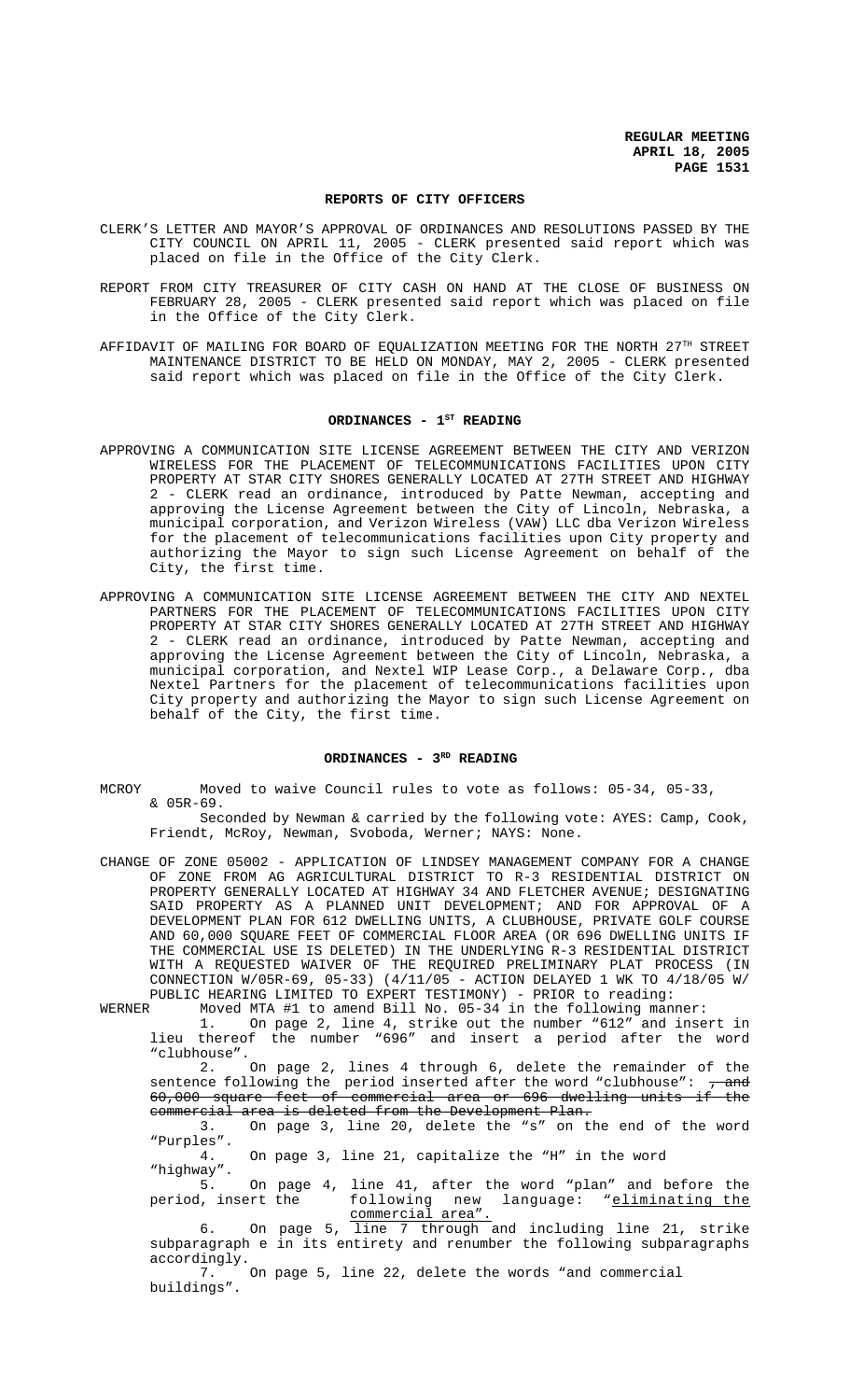## REPORTS OF CITY OFFICERS

CLERK'S LETTER AND MAYOR'S APPROVAL OF ORDINANCES AND RESOLUTIONS PASSED BY THE CITY COUNCIL ON APRIL 11, 2005 - CLERK presented said report which was placed on file in the Office of the City Clerk.

REPORT FROM CITY TREASURER OF CITY CASH ON HAND AT THE CLOSE OF BUSINESS ON FEBRUARY 28, 2005 - CLERK presented said report which was placed on file in the Office of the City Clerk.

AFFIDAVIT OF MAILING FOR BOARD OF EQUALIZATION MEETING FOR THE NORTH 27TH STREET MAINTENANCE DISTRICT TO BE HELD ON MONDAY, MAY 2, 2005 - CLERK presented said report which was placed on file in the Office of the City Clerk.

## ORDINANCES - 1ST READING

APPROVING A COMMUNICATION SITE LICENSE AGREEMENT BETWEEN THE CITY AND VERIZON WIRELESS FOR THE PLACEMENT OF TELECOMMUNICATIONS FACILITIES UPON CITY PROPERTY AT STAR CITY SHORES GENERALLY LOCATED AT 27TH STREET AND HIGHWAY 2 - CLERK read an ordinance, introduced by Patte Newman, accepting and approving the License Agreement between the City of Lincoln, Nebraska, a municipal corporation, and Verizon Wireless (VAW) LLC dba Verizon Wireless for the placement of telecommunications facilities upon City property and authorizing the Mayor to sign such License Agreement on behalf of the City, the first time.

APPROVING A COMMUNICATION SITE LICENSE AGREEMENT BETWEEN THE CITY AND NEXTEL PARTNERS FOR THE PLACEMENT OF TELECOMMUNICATIONS FACILITIES UPON CITY PROPERTY AT STAR CITY SHORES GENERALLY LOCATED AT 27TH STREET AND HIGHWAY 2 - CLERK read an ordinance, introduced by Patte Newman, accepting and approving the License Agreement between the City of Lincoln, Nebraska, a municipal corporation, and Nextel WIP Lease Corp., a Delaware Corp., dba Nextel Partners for the placement of telecommunications facilities upon City property and authorizing the Mayor to sign such License Agreement on behalf of the City, the first time.

## ORDINANCES - 3RD READING

MCROY Moved to waive Council rules to vote as follows: 05-34, 05-33, & 05R-69.

Seconded by Newman & carried by the following vote: AYES: Camp, Cook, Friendt, McRoy, Newman, Svoboda, Werner; NAYS: None.

CHANGE OF ZONE 05002 - APPLICATION OF LINDSEY MANAGEMENT COMPANY FOR A CHANGE OF ZONE FROM AG AGRICULTURAL DISTRICT TO R-3 RESIDENTIAL DISTRICT ON PROPERTY GENERALLY LOCATED AT HIGHWAY 34 AND FLETCHER AVENUE; DESIGNATING SAID PROPERTY AS A PLANNED UNIT DEVELOPMENT; AND FOR APPROVAL OF A DEVELOPMENT PLAN FOR 612 DWELLING UNITS, A CLUBHOUSE, PRIVATE GOLF COURSE AND 60,000 SQUARE FEET OF COMMERCIAL FLOOR AREA (OR 696 DWELLING UNITS IF THE COMMERCIAL USE IS DELETED) IN THE UNDERLYING R-3 RESIDENTIAL DISTRICT WITH A REQUESTED WAIVER OF THE REQUIRED PRELIMINARY PLAT PROCESS (IN CONNECTION W/05R-69, 05-33) (4/11/05 - ACTION DELAYED 1 WK TO 4/18/05 W/ PUBLIC HEARING LIMITED TO EXPERT TESTIMONY) - PRIOR to reading:

WERNER Moved MTA #1 to amend Bill No. 05-34 in the following manner:

1. On page 2, line 4, strike out the number "612" and insert in lieu thereof the number "696" and insert a period after the word "clubhouse".

2. On page 2, lines 4 through 6, delete the remainder of the sentence following the period inserted after the word "clubhouse": ~~, and 60,000 square feet of commercial area or 696 dwelling units if the commercial area is deleted from the Development Plan.~~

3. On page 3, line 20, delete the "s" on the end of the word "Purples".

4. On page 3, line 21, capitalize the "H" in the word "highway".

5. On page 4, line 41, after the word "plan" and before the period, insert the following new language: "<u>eliminating the commercial area</u>".

6. On page 5, line 7 through and including line 21, strike subparagraph e in its entirety and renumber the following subparagraphs accordingly.

7. On page 5, line 22, delete the words "and commercial buildings".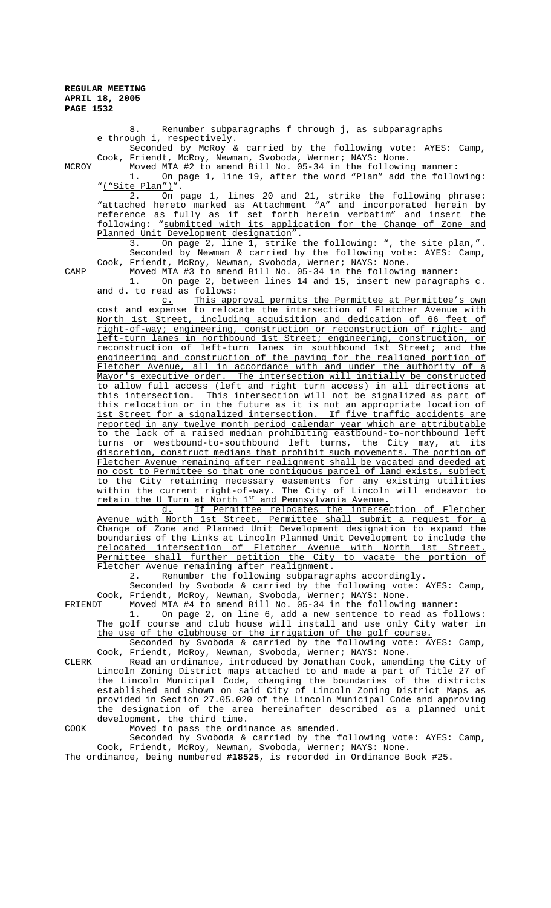8. Renumber subparagraphs f through j, as subparagraphs e through i, respectively.

Seconded by McRoy & carried by the following vote: AYES: Camp, Cook, Friendt, McRoy, Newman, Svoboda, Werner; NAYS: None.

MCROY Moved MTA #2 to amend Bill No. 05-34 in the following manner:

1. On page 1, line 19, after the word "Plan" add the following: "<u>("Site Plan")</u>".

2. On page 1, lines 20 and 21, strike the following phrase: "attached hereto marked as Attachment "A" and incorporated herein by reference as fully as if set forth herein verbatim" and insert the following: "<u>submitted with its application for the Change of Zone and Planned Unit Development designation</u>".

3. On page 2, line 1, strike the following: ", the site plan,".

Seconded by Newman & carried by the following vote: AYES: Camp, Cook, Friendt, McRoy, Newman, Svoboda, Werner; NAYS: None.

CAMP Moved MTA #3 to amend Bill No. 05-34 in the following manner:

1. On page 2, between lines 14 and 15, insert new paragraphs c. and d. to read as follows:

<u>c. This approval permits the Permittee at Permittee's own cost and expense to relocate the intersection of Fletcher Avenue with North 1st Street, including acquisition and dedication of 66 feet of right-of-way; engineering, construction or reconstruction of right- and left-turn lanes in northbound 1st Street; engineering, construction, or reconstruction of left-turn lanes in southbound 1st Street; and the engineering and construction of the paving for the realigned portion of Fletcher Avenue, all in accordance with and under the authority of a Mayor's executive order. The intersection will initially be constructed to allow full access (left and right turn access) in all directions at this intersection. This intersection will not be signalized as part of this relocation or in the future as it is not an appropriate location of 1st Street for a signalized intersection. If five traffic accidents are reported in any ~~twelve month period~~ calendar year which are attributable to the lack of a raised median prohibiting eastbound-to-northbound left turns or westbound-to-southbound left turns, the City may, at its discretion, construct medians that prohibit such movements. The portion of Fletcher Avenue remaining after realignment shall be vacated and deeded at no cost to Permittee so that one contiguous parcel of land exists, subject to the City retaining necessary easements for any existing utilities within the current right-of-way. The City of Lincoln will endeavor to retain the U Turn at North 1st and Pennsylvania Avenue.</u>

<u>d. If Permittee relocates the intersection of Fletcher Avenue with North 1st Street, Permittee shall submit a request for a Change of Zone and Planned Unit Development designation to expand the boundaries of the Links at Lincoln Planned Unit Development to include the relocated intersection of Fletcher Avenue with North 1st Street. Permittee shall further petition the City to vacate the portion of Fletcher Avenue remaining after realignment.</u>

2. Renumber the following subparagraphs accordingly.

Seconded by Svoboda & carried by the following vote: AYES: Camp, Cook, Friendt, McRoy, Newman, Svoboda, Werner; NAYS: None.

FRIENDT Moved MTA #4 to amend Bill No. 05-34 in the following manner:

1. On page 2, on line 6, add a new sentence to read as follows: <u>The golf course and club house will install and use only City water in the use of the clubhouse or the irrigation of the golf course.</u>

Seconded by Svoboda & carried by the following vote: AYES: Camp, Cook, Friendt, McRoy, Newman, Svoboda, Werner; NAYS: None.

CLERK Read an ordinance, introduced by Jonathan Cook, amending the City of Lincoln Zoning District maps attached to and made a part of Title 27 of the Lincoln Municipal Code, changing the boundaries of the districts established and shown on said City of Lincoln Zoning District Maps as provided in Section 27.05.020 of the Lincoln Municipal Code and approving the designation of the area hereinafter described as a planned unit development, the third time.

COOK Moved to pass the ordinance as amended.

Seconded by Svoboda & carried by the following vote: AYES: Camp, Cook, Friendt, McRoy, Newman, Svoboda, Werner; NAYS: None.

The ordinance, being numbered **#18525**, is recorded in Ordinance Book #25.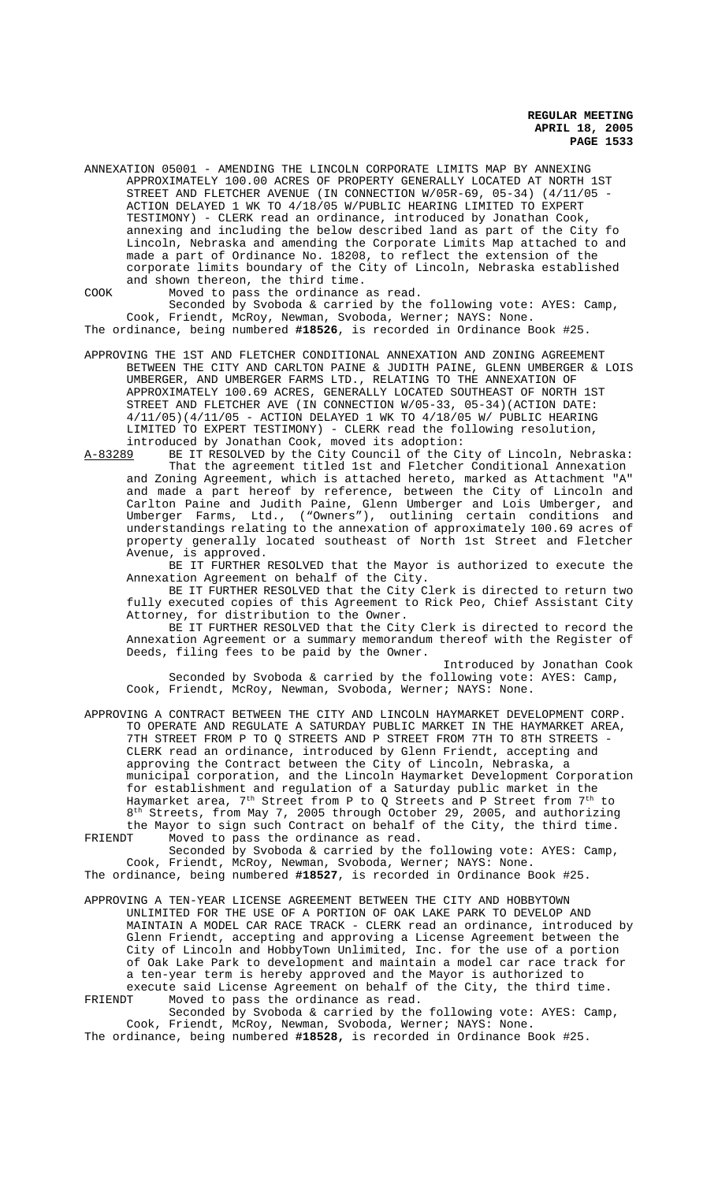ANNEXATION 05001 - AMENDING THE LINCOLN CORPORATE LIMITS MAP BY ANNEXING APPROXIMATELY 100.00 ACRES OF PROPERTY GENERALLY LOCATED AT NORTH 1ST STREET AND FLETCHER AVENUE (IN CONNECTION W/05R-69, 05-34) (4/11/05 - ACTION DELAYED 1 WK TO 4/18/05 W/PUBLIC HEARING LIMITED TO EXPERT TESTIMONY) - CLERK read an ordinance, introduced by Jonathan Cook, annexing and including the below described land as part of the City fo Lincoln, Nebraska and amending the Corporate Limits Map attached to and made a part of Ordinance No. 18208, to reflect the extension of the corporate limits boundary of the City of Lincoln, Nebraska established and shown thereon, the third time.

COOK Moved to pass the ordinance as read.

Seconded by Svoboda & carried by the following vote: AYES: Camp, Cook, Friendt, McRoy, Newman, Svoboda, Werner; NAYS: None.

The ordinance, being numbered **#18526**, is recorded in Ordinance Book #25.

APPROVING THE 1ST AND FLETCHER CONDITIONAL ANNEXATION AND ZONING AGREEMENT BETWEEN THE CITY AND CARLTON PAINE & JUDITH PAINE, GLENN UMBERGER & LOIS UMBERGER, AND UMBERGER FARMS LTD., RELATING TO THE ANNEXATION OF APPROXIMATELY 100.69 ACRES, GENERALLY LOCATED SOUTHEAST OF NORTH 1ST STREET AND FLETCHER AVE (IN CONNECTION W/05-33, 05-34)(ACTION DATE: 4/11/05)(4/11/05 - ACTION DELAYED 1 WK TO 4/18/05 W/ PUBLIC HEARING LIMITED TO EXPERT TESTIMONY) - CLERK read the following resolution, introduced by Jonathan Cook, moved its adoption:

A-83289 BE IT RESOLVED by the City Council of the City of Lincoln, Nebraska:

That the agreement titled 1st and Fletcher Conditional Annexation and Zoning Agreement, which is attached hereto, marked as Attachment "A" and made a part hereof by reference, between the City of Lincoln and Carlton Paine and Judith Paine, Glenn Umberger and Lois Umberger, and Umberger Farms, Ltd., ("Owners"), outlining certain conditions and understandings relating to the annexation of approximately 100.69 acres of property generally located southeast of North 1st Street and Fletcher Avenue, is approved.

BE IT FURTHER RESOLVED that the Mayor is authorized to execute the Annexation Agreement on behalf of the City.

BE IT FURTHER RESOLVED that the City Clerk is directed to return two fully executed copies of this Agreement to Rick Peo, Chief Assistant City Attorney, for distribution to the Owner.

BE IT FURTHER RESOLVED that the City Clerk is directed to record the Annexation Agreement or a summary memorandum thereof with the Register of Deeds, filing fees to be paid by the Owner.

Introduced by Jonathan Cook

Seconded by Svoboda & carried by the following vote: AYES: Camp, Cook, Friendt, McRoy, Newman, Svoboda, Werner; NAYS: None.

APPROVING A CONTRACT BETWEEN THE CITY AND LINCOLN HAYMARKET DEVELOPMENT CORP. TO OPERATE AND REGULATE A SATURDAY PUBLIC MARKET IN THE HAYMARKET AREA, 7TH STREET FROM P TO Q STREETS AND P STREET FROM 7TH TO 8TH STREETS - CLERK read an ordinance, introduced by Glenn Friendt, accepting and approving the Contract between the City of Lincoln, Nebraska, a municipal corporation, and the Lincoln Haymarket Development Corporation for establishment and regulation of a Saturday public market in the Haymarket area, 7th Street from P to Q Streets and P Street from 7th to 8th Streets, from May 7, 2005 through October 29, 2005, and authorizing the Mayor to sign such Contract on behalf of the City, the third time.

FRIENDT Moved to pass the ordinance as read.

Seconded by Svoboda & carried by the following vote: AYES: Camp, Cook, Friendt, McRoy, Newman, Svoboda, Werner; NAYS: None.

The ordinance, being numbered **#18527**, is recorded in Ordinance Book #25.

APPROVING A TEN-YEAR LICENSE AGREEMENT BETWEEN THE CITY AND HOBBYTOWN UNLIMITED FOR THE USE OF A PORTION OF OAK LAKE PARK TO DEVELOP AND MAINTAIN A MODEL CAR RACE TRACK - CLERK read an ordinance, introduced by Glenn Friendt, accepting and approving a License Agreement between the City of Lincoln and HobbyTown Unlimited, Inc. for the use of a portion of Oak Lake Park to development and maintain a model car race track for a ten-year term is hereby approved and the Mayor is authorized to execute said License Agreement on behalf of the City, the third time.

FRIENDT Moved to pass the ordinance as read.

Seconded by Svoboda & carried by the following vote: AYES: Camp, Cook, Friendt, McRoy, Newman, Svoboda, Werner; NAYS: None.

The ordinance, being numbered **#18528,** is recorded in Ordinance Book #25.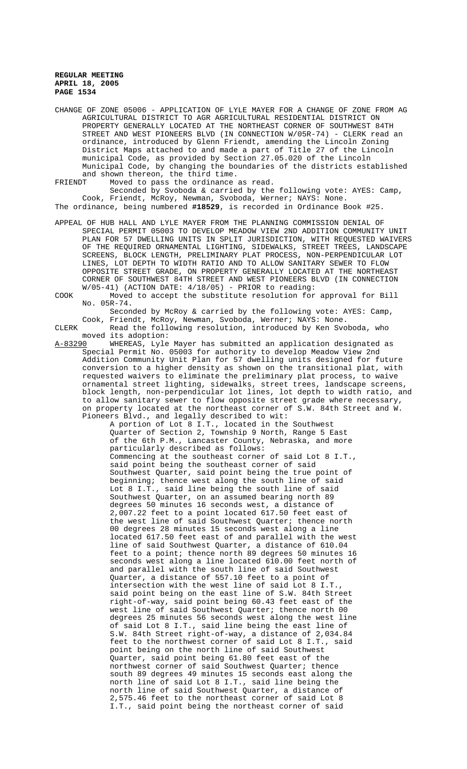CHANGE OF ZONE 05006 - APPLICATION OF LYLE MAYER FOR A CHANGE OF ZONE FROM AG AGRICULTURAL DISTRICT TO AGR AGRICULTURAL RESIDENTIAL DISTRICT ON PROPERTY GENERALLY LOCATED AT THE NORTHEAST CORNER OF SOUTHWEST 84TH STREET AND WEST PIONEERS BLVD (IN CONNECTION W/05R-74) - CLERK read an ordinance, introduced by Glenn Friendt, amending the Lincoln Zoning District Maps attached to and made a part of Title 27 of the Lincoln municipal Code, as provided by Section 27.05.020 of the Lincoln Municipal Code, by changing the boundaries of the districts established and shown thereon, the third time.

FRIENDT Moved to pass the ordinance as read.

Seconded by Svoboda & carried by the following vote: AYES: Camp, Cook, Friendt, McRoy, Newman, Svoboda, Werner; NAYS: None.

The ordinance, being numbered **#18529**, is recorded in Ordinance Book #25.

APPEAL OF HUB HALL AND LYLE MAYER FROM THE PLANNING COMMISSION DENIAL OF SPECIAL PERMIT 05003 TO DEVELOP MEADOW VIEW 2ND ADDITION COMMUNITY UNIT PLAN FOR 57 DWELLING UNITS IN SPLIT JURISDICTION, WITH REQUESTED WAIVERS OF THE REQUIRED ORNAMENTAL LIGHTING, SIDEWALKS, STREET TREES, LANDSCAPE SCREENS, BLOCK LENGTH, PRELIMINARY PLAT PROCESS, NON-PERPENDICULAR LOT LINES, LOT DEPTH TO WIDTH RATIO AND TO ALLOW SANITARY SEWER TO FLOW OPPOSITE STREET GRADE, ON PROPERTY GENERALLY LOCATED AT THE NORTHEAST CORNER OF SOUTHWEST 84TH STREET AND WEST PIONEERS BLVD (IN CONNECTION W/05-41) (ACTION DATE: 4/18/05) - PRIOR to reading:

COOK Moved to accept the substitute resolution for approval for Bill No. 05R-74.

Seconded by McRoy & carried by the following vote: AYES: Camp, Cook, Friendt, McRoy, Newman, Svoboda, Werner; NAYS: None.

CLERK Read the following resolution, introduced by Ken Svoboda, who moved its adoption:

A-83290 WHEREAS, Lyle Mayer has submitted an application designated as Special Permit No. 05003 for authority to develop Meadow View 2nd Addition Community Unit Plan for 57 dwelling units designed for future conversion to a higher density as shown on the transitional plat, with requested waivers to eliminate the preliminary plat process, to waive ornamental street lighting, sidewalks, street trees, landscape screens, block length, non-perpendicular lot lines, lot depth to width ratio, and to allow sanitary sewer to flow opposite street grade where necessary, on property located at the northeast corner of S.W. 84th Street and W. Pioneers Blvd., and legally described to wit:

A portion of Lot 8 I.T., located in the Southwest Quarter of Section 2, Township 9 North, Range 5 East of the 6th P.M., Lancaster County, Nebraska, and more particularly described as follows:

Commencing at the southeast corner of said Lot 8 I.T., said point being the southeast corner of said Southwest Quarter, said point being the true point of beginning; thence west along the south line of said Lot 8 I.T., said line being the south line of said Southwest Quarter, on an assumed bearing north 89 degrees 50 minutes 16 seconds west, a distance of 2,007.22 feet to a point located 617.50 feet east of the west line of said Southwest Quarter; thence north 00 degrees 28 minutes 15 seconds west along a line located 617.50 feet east of and parallel with the west line of said Southwest Quarter, a distance of 610.04 feet to a point; thence north 89 degrees 50 minutes 16 seconds west along a line located 610.00 feet north of and parallel with the south line of said Southwest Quarter, a distance of 557.10 feet to a point of intersection with the west line of said Lot 8 I.T., said point being on the east line of S.W. 84th Street right-of-way, said point being 60.43 feet east of the west line of said Southwest Quarter; thence north 00 degrees 25 minutes 56 seconds west along the west line of said Lot 8 I.T., said line being the east line of S.W. 84th Street right-of-way, a distance of 2,034.84 feet to the northwest corner of said Lot 8 I.T., said point being on the north line of said Southwest Quarter, said point being 61.80 feet east of the northwest corner of said Southwest Quarter; thence south 89 degrees 49 minutes 15 seconds east along the north line of said Lot 8 I.T., said line being the north line of said Southwest Quarter, a distance of 2,575.46 feet to the northeast corner of said Lot 8 I.T., said point being the northeast corner of said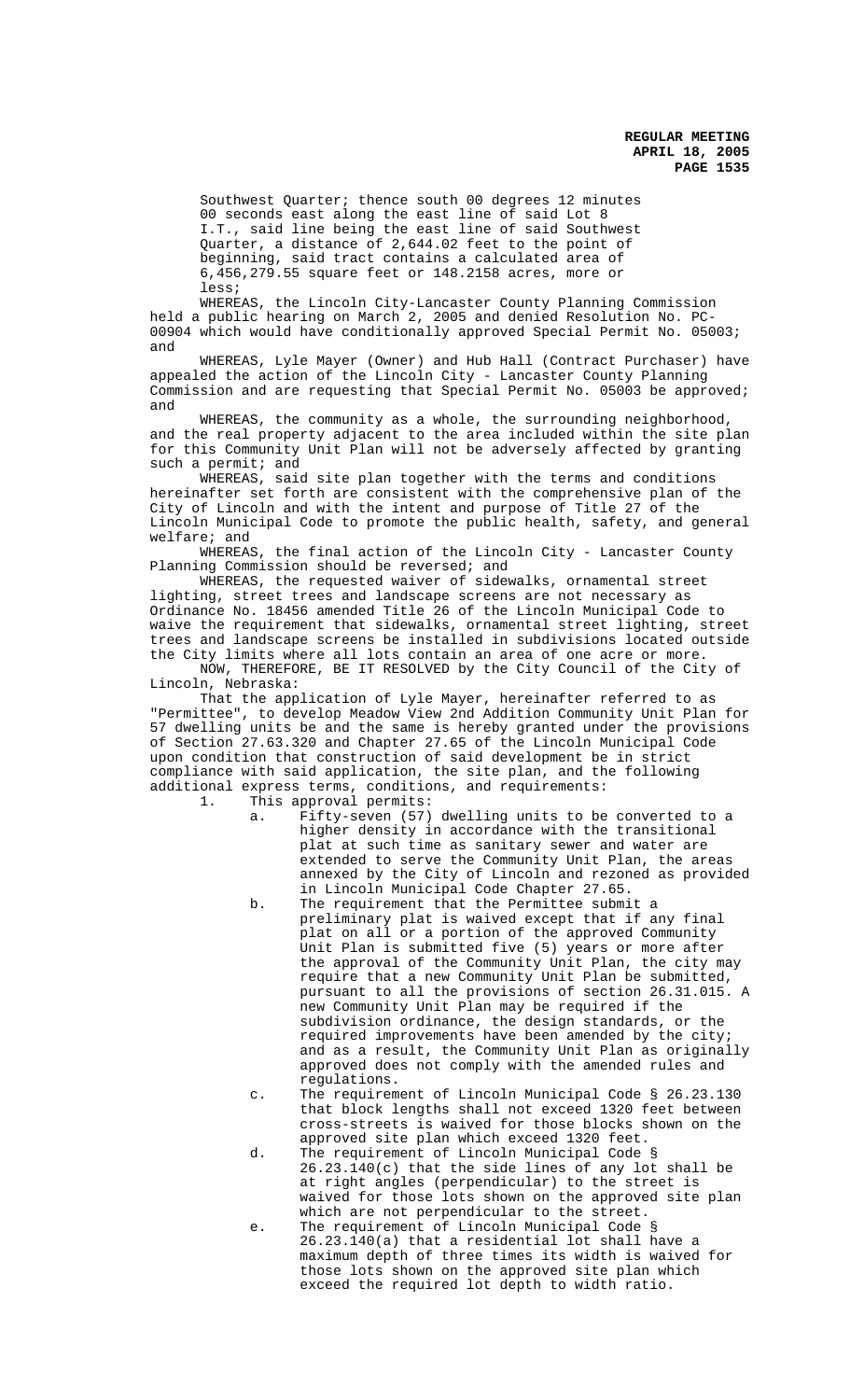Southwest Quarter; thence south 00 degrees 12 minutes 00 seconds east along the east line of said Lot 8 I.T., said line being the east line of said Southwest Quarter, a distance of 2,644.02 feet to the point of beginning, said tract contains a calculated area of 6,456,279.55 square feet or 148.2158 acres, more or less;

WHEREAS, the Lincoln City-Lancaster County Planning Commission held a public hearing on March 2, 2005 and denied Resolution No. PC-00904 which would have conditionally approved Special Permit No. 05003; and

WHEREAS, Lyle Mayer (Owner) and Hub Hall (Contract Purchaser) have appealed the action of the Lincoln City - Lancaster County Planning Commission and are requesting that Special Permit No. 05003 be approved; and

WHEREAS, the community as a whole, the surrounding neighborhood, and the real property adjacent to the area included within the site plan for this Community Unit Plan will not be adversely affected by granting such a permit; and

WHEREAS, said site plan together with the terms and conditions hereinafter set forth are consistent with the comprehensive plan of the City of Lincoln and with the intent and purpose of Title 27 of the Lincoln Municipal Code to promote the public health, safety, and general welfare; and

WHEREAS, the final action of the Lincoln City - Lancaster County Planning Commission should be reversed; and

WHEREAS, the requested waiver of sidewalks, ornamental street lighting, street trees and landscape screens are not necessary as Ordinance No. 18456 amended Title 26 of the Lincoln Municipal Code to waive the requirement that sidewalks, ornamental street lighting, street trees and landscape screens be installed in subdivisions located outside the City limits where all lots contain an area of one acre or more.

NOW, THEREFORE, BE IT RESOLVED by the City Council of the City of Lincoln, Nebraska:

That the application of Lyle Mayer, hereinafter referred to as "Permittee", to develop Meadow View 2nd Addition Community Unit Plan for 57 dwelling units be and the same is hereby granted under the provisions of Section 27.63.320 and Chapter 27.65 of the Lincoln Municipal Code upon condition that construction of said development be in strict compliance with said application, the site plan, and the following additional express terms, conditions, and requirements:

1. This approval permits:
   a. Fifty-seven (57) dwelling units to be converted to a higher density in accordance with the transitional plat at such time as sanitary sewer and water are extended to serve the Community Unit Plan, the areas annexed by the City of Lincoln and rezoned as provided in Lincoln Municipal Code Chapter 27.65.
   b. The requirement that the Permittee submit a preliminary plat is waived except that if any final plat on all or a portion of the approved Community Unit Plan is submitted five (5) years or more after the approval of the Community Unit Plan, the city may require that a new Community Unit Plan be submitted, pursuant to all the provisions of section 26.31.015. A new Community Unit Plan may be required if the subdivision ordinance, the design standards, or the required improvements have been amended by the city; and as a result, the Community Unit Plan as originally approved does not comply with the amended rules and regulations.
   c. The requirement of Lincoln Municipal Code § 26.23.130 that block lengths shall not exceed 1320 feet between cross-streets is waived for those blocks shown on the approved site plan which exceed 1320 feet.
   d. The requirement of Lincoln Municipal Code § 26.23.140(c) that the side lines of any lot shall be at right angles (perpendicular) to the street is waived for those lots shown on the approved site plan which are not perpendicular to the street.
   e. The requirement of Lincoln Municipal Code § 26.23.140(a) that a residential lot shall have a maximum depth of three times its width is waived for those lots shown on the approved site plan which exceed the required lot depth to width ratio.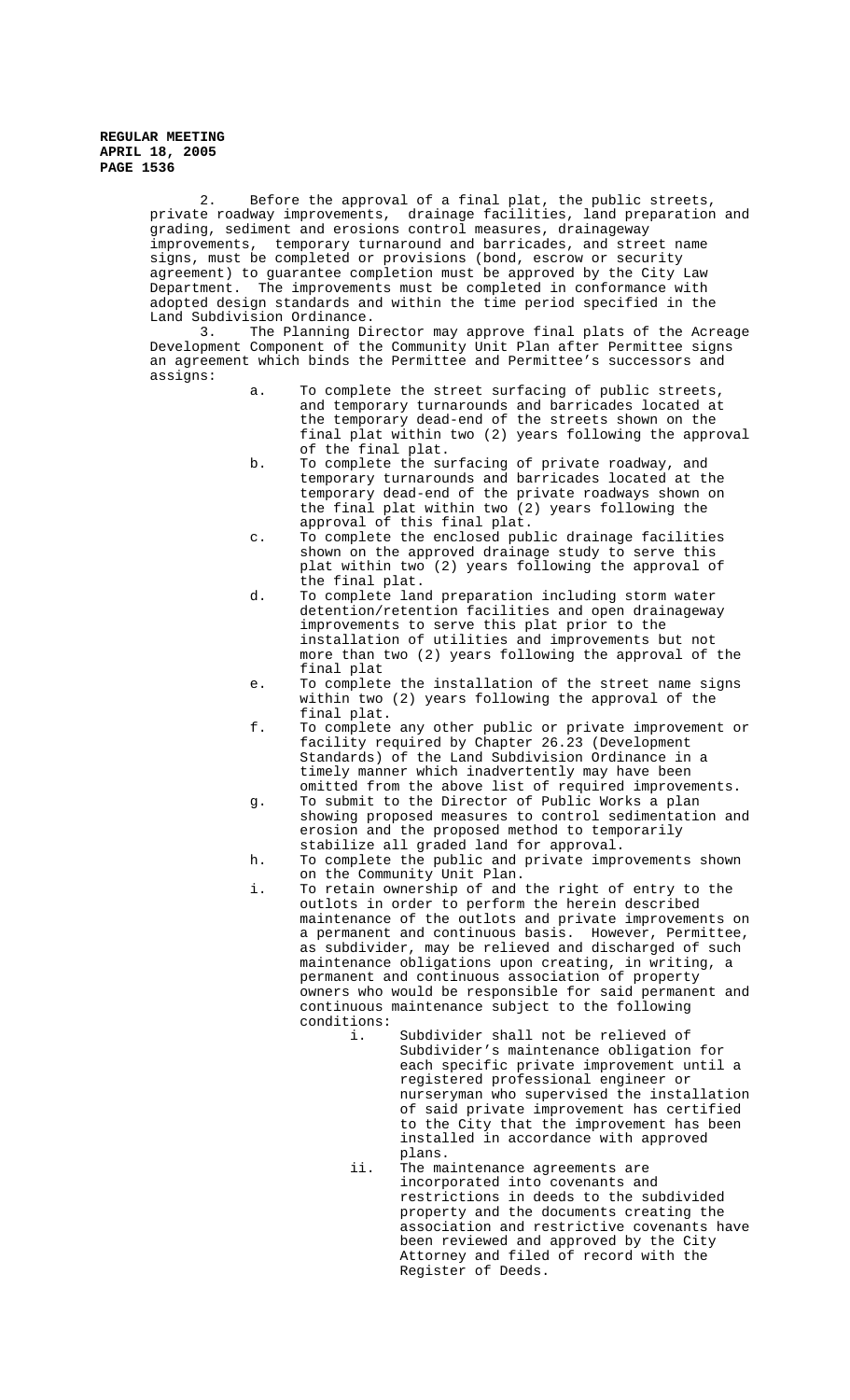2. Before the approval of a final plat, the public streets, private roadway improvements, drainage facilities, land preparation and grading, sediment and erosions control measures, drainageway improvements, temporary turnaround and barricades, and street name signs, must be completed or provisions (bond, escrow or security agreement) to guarantee completion must be approved by the City Law Department. The improvements must be completed in conformance with adopted design standards and within the time period specified in the Land Subdivision Ordinance.

3. The Planning Director may approve final plats of the Acreage Development Component of the Community Unit Plan after Permittee signs an agreement which binds the Permittee and Permittee's successors and assigns:

   a. To complete the street surfacing of public streets, and temporary turnarounds and barricades located at the temporary dead-end of the streets shown on the final plat within two (2) years following the approval of the final plat.

   b. To complete the surfacing of private roadway, and temporary turnarounds and barricades located at the temporary dead-end of the private roadways shown on the final plat within two (2) years following the approval of this final plat.

   c. To complete the enclosed public drainage facilities shown on the approved drainage study to serve this plat within two (2) years following the approval of the final plat.

   d. To complete land preparation including storm water detention/retention facilities and open drainageway improvements to serve this plat prior to the installation of utilities and improvements but not more than two (2) years following the approval of the final plat

   e. To complete the installation of the street name signs within two (2) years following the approval of the final plat.

   f. To complete any other public or private improvement or facility required by Chapter 26.23 (Development Standards) of the Land Subdivision Ordinance in a timely manner which inadvertently may have been omitted from the above list of required improvements.

   g. To submit to the Director of Public Works a plan showing proposed measures to control sedimentation and erosion and the proposed method to temporarily stabilize all graded land for approval.

   h. To complete the public and private improvements shown on the Community Unit Plan.

   i. To retain ownership of and the right of entry to the outlots in order to perform the herein described maintenance of the outlots and private improvements on a permanent and continuous basis. However, Permittee, as subdivider, may be relieved and discharged of such maintenance obligations upon creating, in writing, a permanent and continuous association of property owners who would be responsible for said permanent and continuous maintenance subject to the following conditions:

      i. Subdivider shall not be relieved of Subdivider's maintenance obligation for each specific private improvement until a registered professional engineer or nurseryman who supervised the installation of said private improvement has certified to the City that the improvement has been installed in accordance with approved plans.

      ii. The maintenance agreements are incorporated into covenants and restrictions in deeds to the subdivided property and the documents creating the association and restrictive covenants have been reviewed and approved by the City Attorney and filed of record with the Register of Deeds.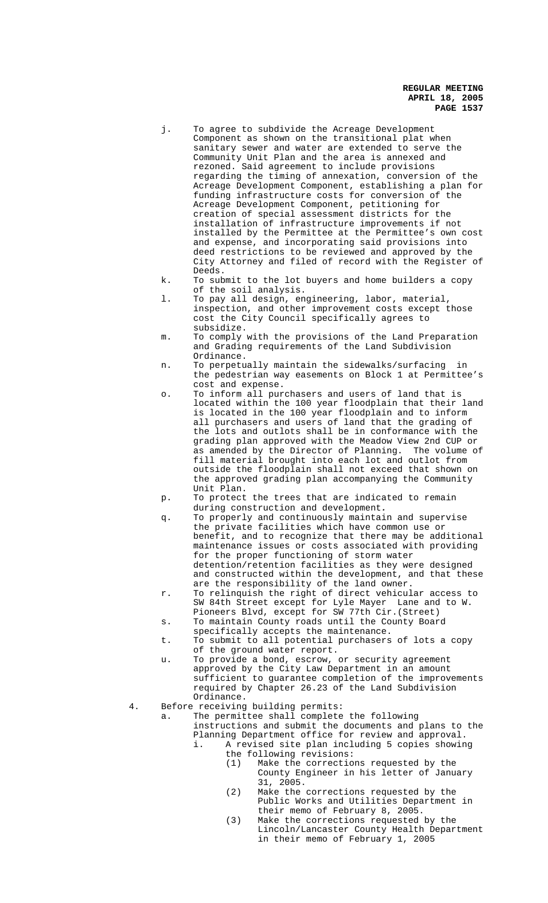j. To agree to subdivide the Acreage Development Component as shown on the transitional plat when sanitary sewer and water are extended to serve the Community Unit Plan and the area is annexed and rezoned. Said agreement to include provisions regarding the timing of annexation, conversion of the Acreage Development Component, establishing a plan for funding infrastructure costs for conversion of the Acreage Development Component, petitioning for creation of special assessment districts for the installation of infrastructure improvements if not installed by the Permittee at the Permittee's own cost and expense, and incorporating said provisions into deed restrictions to be reviewed and approved by the City Attorney and filed of record with the Register of Deeds.

k. To submit to the lot buyers and home builders a copy of the soil analysis.

l. To pay all design, engineering, labor, material, inspection, and other improvement costs except those cost the City Council specifically agrees to subsidize.

m. To comply with the provisions of the Land Preparation and Grading requirements of the Land Subdivision Ordinance.

n. To perpetually maintain the sidewalks/surfacing in the pedestrian way easements on Block 1 at Permittee's cost and expense.

o. To inform all purchasers and users of land that is located within the 100 year floodplain that their land is located in the 100 year floodplain and to inform all purchasers and users of land that the grading of the lots and outlots shall be in conformance with the grading plan approved with the Meadow View 2nd CUP or as amended by the Director of Planning. The volume of fill material brought into each lot and outlot from outside the floodplain shall not exceed that shown on the approved grading plan accompanying the Community Unit Plan.

p. To protect the trees that are indicated to remain during construction and development.

q. To properly and continuously maintain and supervise the private facilities which have common use or benefit, and to recognize that there may be additional maintenance issues or costs associated with providing for the proper functioning of storm water detention/retention facilities as they were designed and constructed within the development, and that these are the responsibility of the land owner.

r. To relinquish the right of direct vehicular access to SW 84th Street except for Lyle Mayer Lane and to W. Pioneers Blvd, except for SW 77th Cir.(Street)

s. To maintain County roads until the County Board specifically accepts the maintenance.

t. To submit to all potential purchasers of lots a copy of the ground water report.

u. To provide a bond, escrow, or security agreement approved by the City Law Department in an amount sufficient to guarantee completion of the improvements required by Chapter 26.23 of the Land Subdivision Ordinance.

4. Before receiving building permits:

   a. The permittee shall complete the following instructions and submit the documents and plans to the Planning Department office for review and approval.

      i. A revised site plan including 5 copies showing the following revisions:

         (1) Make the corrections requested by the County Engineer in his letter of January 31, 2005.

         (2) Make the corrections requested by the Public Works and Utilities Department in their memo of February 8, 2005.

         (3) Make the corrections requested by the Lincoln/Lancaster County Health Department in their memo of February 1, 2005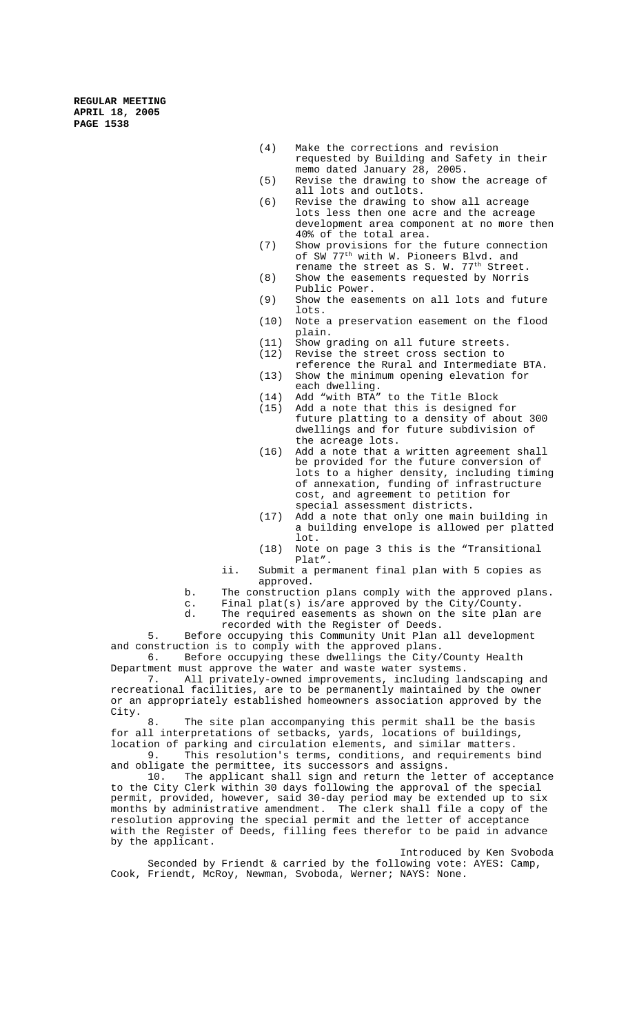(4) Make the corrections and revision requested by Building and Safety in their memo dated January 28, 2005.

(5) Revise the drawing to show the acreage of all lots and outlots.

(6) Revise the drawing to show all acreage lots less then one acre and the acreage development area component at no more then 40% of the total area.

(7) Show provisions for the future connection of SW 77th with W. Pioneers Blvd. and rename the street as S. W. 77th Street.

(8) Show the easements requested by Norris Public Power.

(9) Show the easements on all lots and future lots.

(10) Note a preservation easement on the flood plain.

(11) Show grading on all future streets.

(12) Revise the street cross section to reference the Rural and Intermediate BTA.

(13) Show the minimum opening elevation for each dwelling.

(14) Add "with BTA" to the Title Block

(15) Add a note that this is designed for future platting to a density of about 300 dwellings and for future subdivision of the acreage lots.

(16) Add a note that a written agreement shall be provided for the future conversion of lots to a higher density, including timing of annexation, funding of infrastructure cost, and agreement to petition for special assessment districts.

(17) Add a note that only one main building in a building envelope is allowed per platted lot.

(18) Note on page 3 this is the "Transitional Plat".

ii. Submit a permanent final plan with 5 copies as approved.

b. The construction plans comply with the approved plans.

c. Final plat(s) is/are approved by the City/County.

d. The required easements as shown on the site plan are recorded with the Register of Deeds.

5. Before occupying this Community Unit Plan all development and construction is to comply with the approved plans.

6. Before occupying these dwellings the City/County Health Department must approve the water and waste water systems.

7. All privately-owned improvements, including landscaping and recreational facilities, are to be permanently maintained by the owner or an appropriately established homeowners association approved by the City.

8. The site plan accompanying this permit shall be the basis for all interpretations of setbacks, yards, locations of buildings, location of parking and circulation elements, and similar matters.

9. This resolution's terms, conditions, and requirements bind and obligate the permittee, its successors and assigns.

10. The applicant shall sign and return the letter of acceptance to the City Clerk within 30 days following the approval of the special permit, provided, however, said 30-day period may be extended up to six months by administrative amendment. The clerk shall file a copy of the resolution approving the special permit and the letter of acceptance with the Register of Deeds, filling fees therefor to be paid in advance by the applicant.

Introduced by Ken Svoboda

Seconded by Friendt & carried by the following vote: AYES: Camp, Cook, Friendt, McRoy, Newman, Svoboda, Werner; NAYS: None.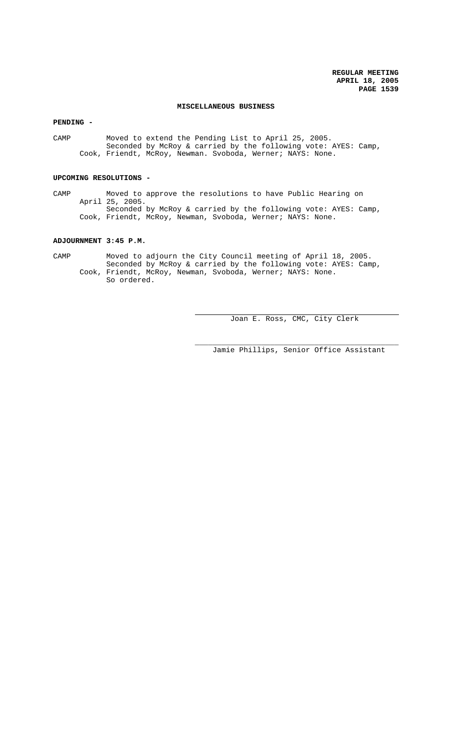**REGULAR MEETING**
**APRIL 18, 2005**
**PAGE 1539**

## MISCELLANEOUS BUSINESS

**PENDING -**

CAMP Moved to extend the Pending List to April 25, 2005.
Seconded by McRoy & carried by the following vote: AYES: Camp, Cook, Friendt, McRoy, Newman. Svoboda, Werner; NAYS: None.

**UPCOMING RESOLUTIONS -**

CAMP Moved to approve the resolutions to have Public Hearing on April 25, 2005.
Seconded by McRoy & carried by the following vote: AYES: Camp, Cook, Friendt, McRoy, Newman, Svoboda, Werner; NAYS: None.

**ADJOURNMENT 3:45 P.M.**

CAMP Moved to adjourn the City Council meeting of April 18, 2005.
Seconded by McRoy & carried by the following vote: AYES: Camp, Cook, Friendt, McRoy, Newman, Svoboda, Werner; NAYS: None.
So ordered.

Joan E. Ross, CMC, City Clerk

Jamie Phillips, Senior Office Assistant